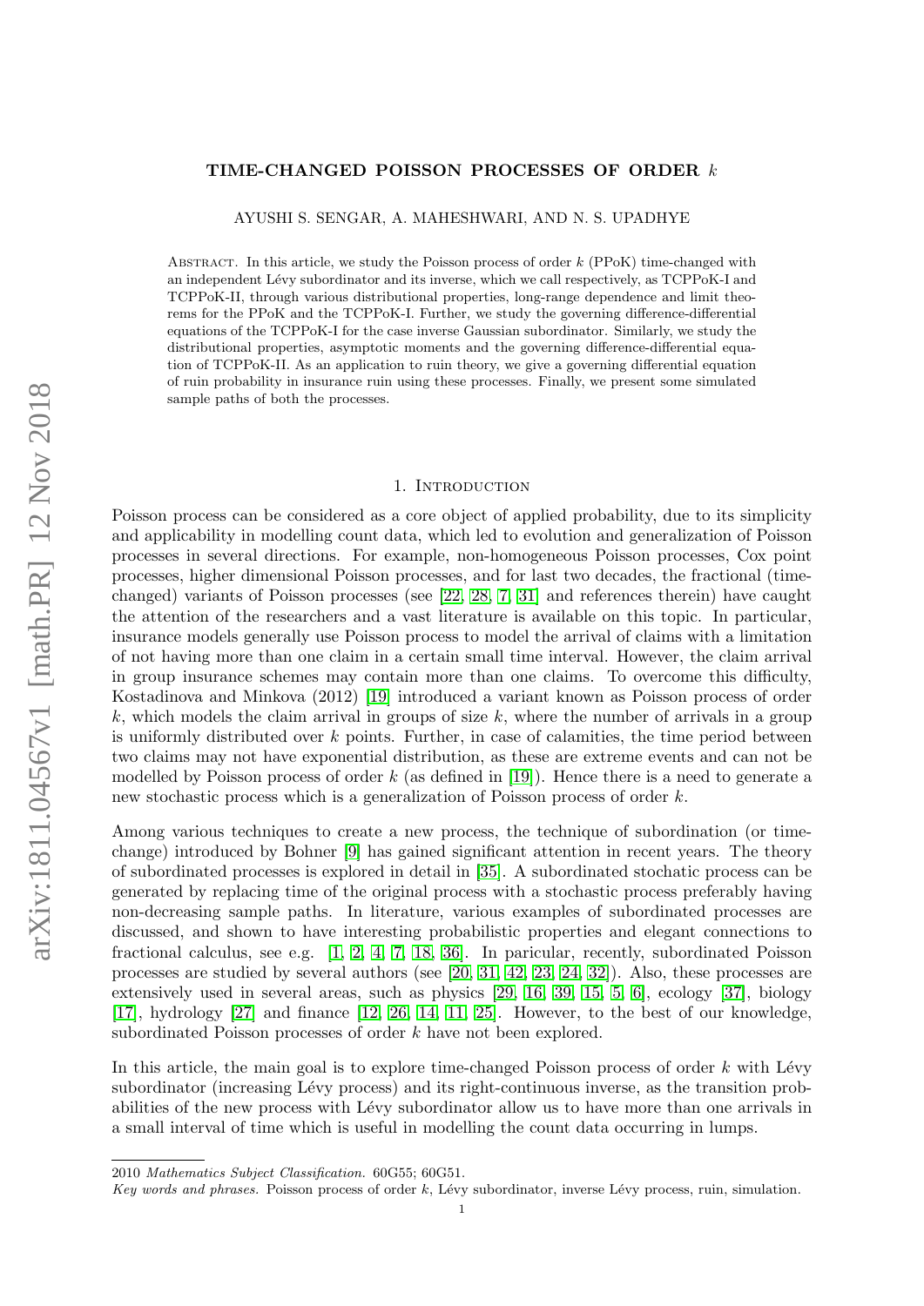# TIME-CHANGED POISSON PROCESSES OF ORDER $k$

AYUSHI S. SENGAR, A. MAHESHWARI, AND N. S. UPADHYE

Abstract. In this article, we study the Poisson process of order $k$ (PPoK) time-changed with an independent Lévy subordinator and its inverse, which we call respectively, as TCPPoK-I and TCPPoK-II, through various distributional properties, long-range dependence and limit theorems for the PPoK and the TCPPoK-I. Further, we study the governing difference-differential equations of the TCPPoK-I for the case inverse Gaussian subordinator. Similarly, we study the distributional properties, asymptotic moments and the governing difference-differential equation of TCPPoK-II. As an application to ruin theory, we give a governing differential equation of ruin probability in insurance ruin using these processes. Finally, we present some simulated sample paths of both the processes.

## 1. Introduction

Poisson process can be considered as a core object of applied probability, due to its simplicity and applicability in modelling count data, which led to evolution and generalization of Poisson processes in several directions. For example, non-homogeneous Poisson processes, Cox point processes, higher dimensional Poisson processes, and for last two decades, the fractional (time-changed) variants of Poisson processes (see [22, 28, 7, 31] and references therein) have caught the attention of the researchers and a vast literature is available on this topic. In particular, insurance models generally use Poisson process to model the arrival of claims with a limitation of not having more than one claim in a certain small time interval. However, the claim arrival in group insurance schemes may contain more than one claims. To overcome this difficulty, Kostadinova and Minkova (2012) [19] introduced a variant known as Poisson process of order $k$, which models the claim arrival in groups of size $k$, where the number of arrivals in a group is uniformly distributed over $k$ points. Further, in case of calamities, the time period between two claims may not have exponential distribution, as these are extreme events and can not be modelled by Poisson process of order $k$ (as defined in [19]). Hence there is a need to generate a new stochastic process which is a generalization of Poisson process of order $k$.

Among various techniques to create a new process, the technique of subordination (or time-change) introduced by Bohner [9] has gained significant attention in recent years. The theory of subordinated processes is explored in detail in [35]. A subordinated stochatic process can be generated by replacing time of the original process with a stochastic process preferably having non-decreasing sample paths. In literature, various examples of subordinated processes are discussed, and shown to have interesting probabilistic properties and elegant connections to fractional calculus, see e.g. [1, 2, 4, 7, 18, 36]. In paricular, recently, subordinated Poisson processes are studied by several authors (see [20, 31, 42, 23, 24, 32]). Also, these processes are extensively used in several areas, such as physics [29, 16, 39, 15, 5, 6], ecology [37], biology [17], hydrology [27] and finance [12, 26, 14, 11, 25]. However, to the best of our knowledge, subordinated Poisson processes of order $k$ have not been explored.

In this article, the main goal is to explore time-changed Poisson process of order $k$ with Lévy subordinator (increasing Lévy process) and its right-continuous inverse, as the transition probabilities of the new process with Lévy subordinator allow us to have more than one arrivals in a small interval of time which is useful in modelling the count data occurring in lumps.

---

2010 *Mathematics Subject Classification.* 60G55; 60G51.

*Key words and phrases.* Poisson process of order $k$, Lévy subordinator, inverse Lévy process, ruin, simulation.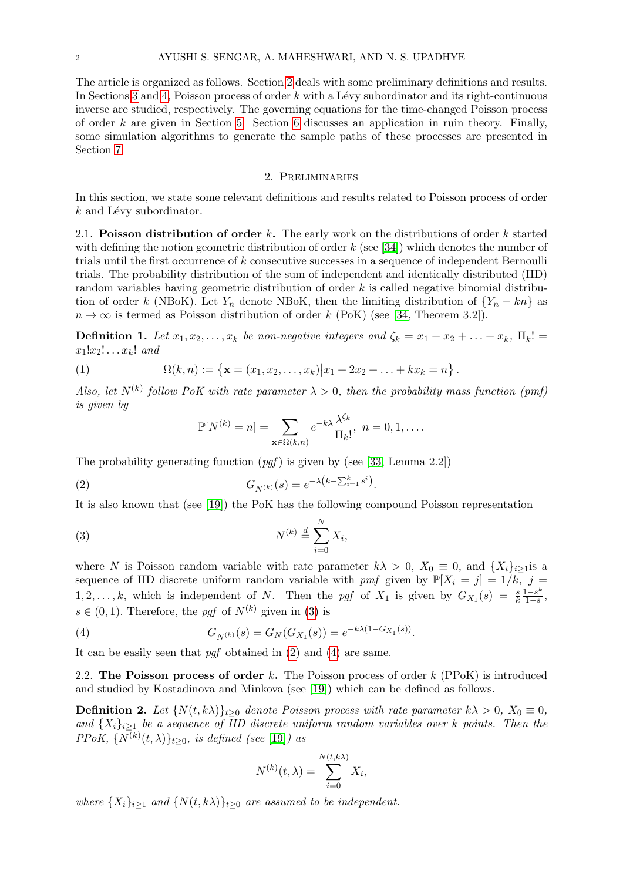The article is organized as follows. Section 2 deals with some preliminary definitions and results. In Sections 3 and 4, Poisson process of order $k$ with a Lévy subordinator and its right-continuous inverse are studied, respectively. The governing equations for the time-changed Poisson process of order $k$ are given in Section 5. Section 6 discusses an application in ruin theory. Finally, some simulation algorithms to generate the sample paths of these processes are presented in Section 7.

## 2. Preliminaries

In this section, we state some relevant definitions and results related to Poisson process of order $k$ and Lévy subordinator.

**2.1. Poisson distribution of order $k$.** The early work on the distributions of order $k$ started with defining the notion geometric distribution of order $k$ (see [34]) which denotes the number of trials until the first occurrence of $k$ consecutive successes in a sequence of independent Bernoulli trials. The probability distribution of the sum of independent and identically distributed (IID) random variables having geometric distribution of order $k$ is called negative binomial distribution of order $k$ (NBoK). Let $Y_n$ denote NBoK, then the limiting distribution of $\{Y_n - kn\}$ as $n \to \infty$ is termed as Poisson distribution of order $k$ (PoK) (see [34, Theorem 3.2]).

**Definition 1.** *Let $x_1, x_2, \ldots, x_k$ be non-negative integers and $\zeta_k = x_1 + x_2 + \ldots + x_k$, $\Pi_k! = x_1!x_2!\ldots x_k!$ and*

$$\Omega(k,n) := \left\{\mathbf{x} = (x_1, x_2, \ldots, x_k) \middle| x_1 + 2x_2 + \ldots + kx_k = n\right\}. \tag{1}$$

*Also, let $N^{(k)}$ follow PoK with rate parameter $\lambda > 0$, then the probability mass function (pmf) is given by*

$$\mathbb{P}[N^{(k)} = n] = \sum_{\mathbf{x}\in\Omega(k,n)} e^{-k\lambda}\frac{\lambda^{\zeta_k}}{\Pi_k!}, \ n = 0, 1, \ldots.$$

The probability generating function (*pgf*) is given by (see [33, Lemma 2.2])

$$G_{N^{(k)}}(s) = e^{-\lambda\left(k - \sum_{i=1}^{k} s^i\right)}. \tag{2}$$

It is also known that (see [19]) the PoK has the following compound Poisson representation

$$N^{(k)} \stackrel{d}{=} \sum_{i=0}^{N} X_i, \tag{3}$$

where $N$ is Poisson random variable with rate parameter $k\lambda > 0$, $X_0 \equiv 0$, and $\{X_i\}_{i\geq 1}$is a sequence of IID discrete uniform random variable with *pmf* given by $\mathbb{P}[X_i = j] = 1/k$, $j = 1, 2, \ldots, k$, which is independent of $N$. Then the *pgf* of $X_1$ is given by $G_{X_1}(s) = \frac{s}{k}\frac{1-s^k}{1-s}$, $s \in (0,1)$. Therefore, the *pgf* of $N^{(k)}$ given in (3) is

$$G_{N^{(k)}}(s) = G_N(G_{X_1}(s)) = e^{-k\lambda(1 - G_{X_1}(s))}. \tag{4}$$

It can be easily seen that *pgf* obtained in (2) and (4) are same.

**2.2. The Poisson process of order $k$.** The Poisson process of order $k$ (PPoK) is introduced and studied by Kostadinova and Minkova (see [19]) which can be defined as follows.

**Definition 2.** *Let $\{N(t, k\lambda)\}_{t\geq 0}$ denote Poisson process with rate parameter $k\lambda > 0$, $X_0 \equiv 0$, and $\{X_i\}_{i\geq 1}$ be a sequence of IID discrete uniform random variables over $k$ points. Then the PPoK, $\{N^{(k)}(t, \lambda)\}_{t\geq 0}$, is defined (see [19]) as*

$$N^{(k)}(t, \lambda) = \sum_{i=0}^{N(t,k\lambda)} X_i,$$

*where $\{X_i\}_{i\geq 1}$ and $\{N(t, k\lambda)\}_{t\geq 0}$ are assumed to be independent.*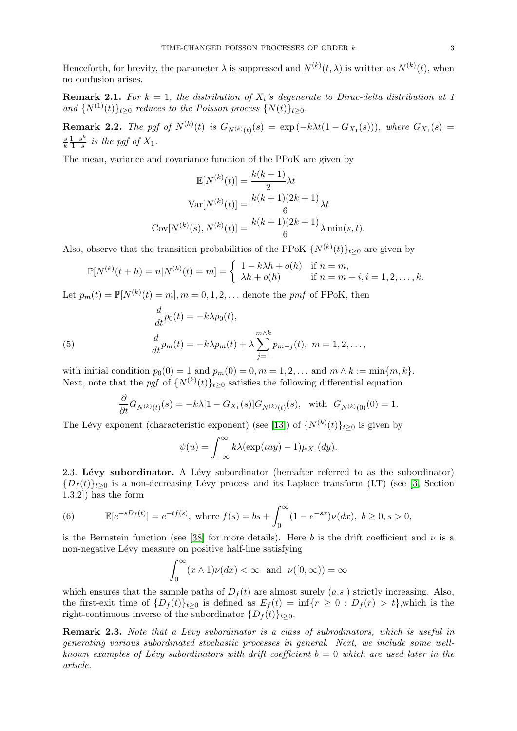Henceforth, for brevity, the parameter $\lambda$ is suppressed and $N^{(k)}(t, \lambda)$ is written as $N^{(k)}(t)$, when no confusion arises.

**Remark 2.1.** *For $k = 1$, the distribution of $X_i$'s degenerate to Dirac-delta distribution at 1 and $\{N^{(1)}(t)\}_{t\geq 0}$ reduces to the Poisson process $\{N(t)\}_{t\geq 0}$.*

**Remark 2.2.** *The pgf of $N^{(k)}(t)$ is $G_{N^{(k)}(t)}(s) = \exp(-k\lambda t(1 - G_{X_1}(s)))$, where $G_{X_1}(s) = \frac{s}{k}\frac{1-s^k}{1-s}$ is the pgf of $X_1$.*

The mean, variance and covariance function of the PPoK are given by

$$
\begin{aligned}
\mathbb{E}[N^{(k)}(t)] &= \frac{k(k+1)}{2}\lambda t \\
\mathrm{Var}[N^{(k)}(t)] &= \frac{k(k+1)(2k+1)}{6}\lambda t \\
\mathrm{Cov}[N^{(k)}(s), N^{(k)}(t)] &= \frac{k(k+1)(2k+1)}{6}\lambda \min(s,t).
\end{aligned}
$$

Also, observe that the transition probabilities of the PPoK $\{N^{(k)}(t)\}_{t\geq 0}$ are given by

$$
\mathbb{P}[N^{(k)}(t+h) = n | N^{(k)}(t) = m] = \begin{cases} 1 - k\lambda h + o(h) & \text{if } n = m, \\ \lambda h + o(h) & \text{if } n = m + i, i = 1, 2, \ldots, k. \end{cases}
$$

Let $p_m(t) = \mathbb{P}[N^{(k)}(t) = m], m = 0, 1, 2, \ldots$ denote the *pmf* of PPoK, then

$$
\begin{aligned}
&\frac{d}{dt}p_0(t) = -k\lambda p_0(t), \\
&\frac{d}{dt}p_m(t) = -k\lambda p_m(t) + \lambda \sum_{j=1}^{m\wedge k} p_{m-j}(t), \ m = 1, 2, \ldots,
\end{aligned} \tag{5}
$$

with initial condition $p_0(0) = 1$ and $p_m(0) = 0, m = 1, 2, \ldots$ and $m \wedge k := \min\{m, k\}$.
Next, note that the *pgf* of $\{N^{(k)}(t)\}_{t\geq 0}$ satisfies the following differential equation

$$
\frac{\partial}{\partial t}G_{N^{(k)}(t)}(s) = -k\lambda[1 - G_{X_1}(s)]G_{N^{(k)}(t)}(s), \ \text{ with } \ G_{N^{(k)}(0)}(0) = 1.
$$

The Lévy exponent (characteristic exponent) (see [13]) of $\{N^{(k)}(t)\}_{t\geq 0}$ is given by

$$
\psi(u) = \int_{-\infty}^{\infty} k\lambda(\exp(\iota u y) - 1)\mu_{X_1}(dy).
$$

2.3. **Lévy subordinator.** A Lévy subordinator (hereafter referred to as the subordinator) $\{D_f(t)\}_{t\geq 0}$ is a non-decreasing Lévy process and its Laplace transform (LT) (see [3, Section 1.3.2]) has the form

$$
\mathbb{E}[e^{-sD_f(t)}] = e^{-tf(s)}, \text{ where } f(s) = bs + \int_0^\infty (1 - e^{-sx})\nu(dx), \ b \geq 0, s > 0, \tag{6}
$$

is the Bernstein function (see [38] for more details). Here $b$ is the drift coefficient and $\nu$ is a non-negative Lévy measure on positive half-line satisfying

$$
\int_0^\infty (x \wedge 1)\nu(dx) < \infty \ \text{ and } \ \nu([0, \infty)) = \infty
$$

which ensures that the sample paths of $D_f(t)$ are almost surely ($a.s.$) strictly increasing. Also, the first-exit time of $\{D_f(t)\}_{t\geq 0}$ is defined as $E_f(t) = \inf\{r \geq 0 : D_f(r) > t\}$,which is the right-continuous inverse of the subordinator $\{D_f(t)\}_{t\geq 0}$.

**Remark 2.3.** *Note that a Lévy subordinator is a class of subrodinators, which is useful in generating various subordinated stochastic processes in general. Next, we include some well-known examples of Lévy subordinators with drift coefficient $b = 0$ which are used later in the article.*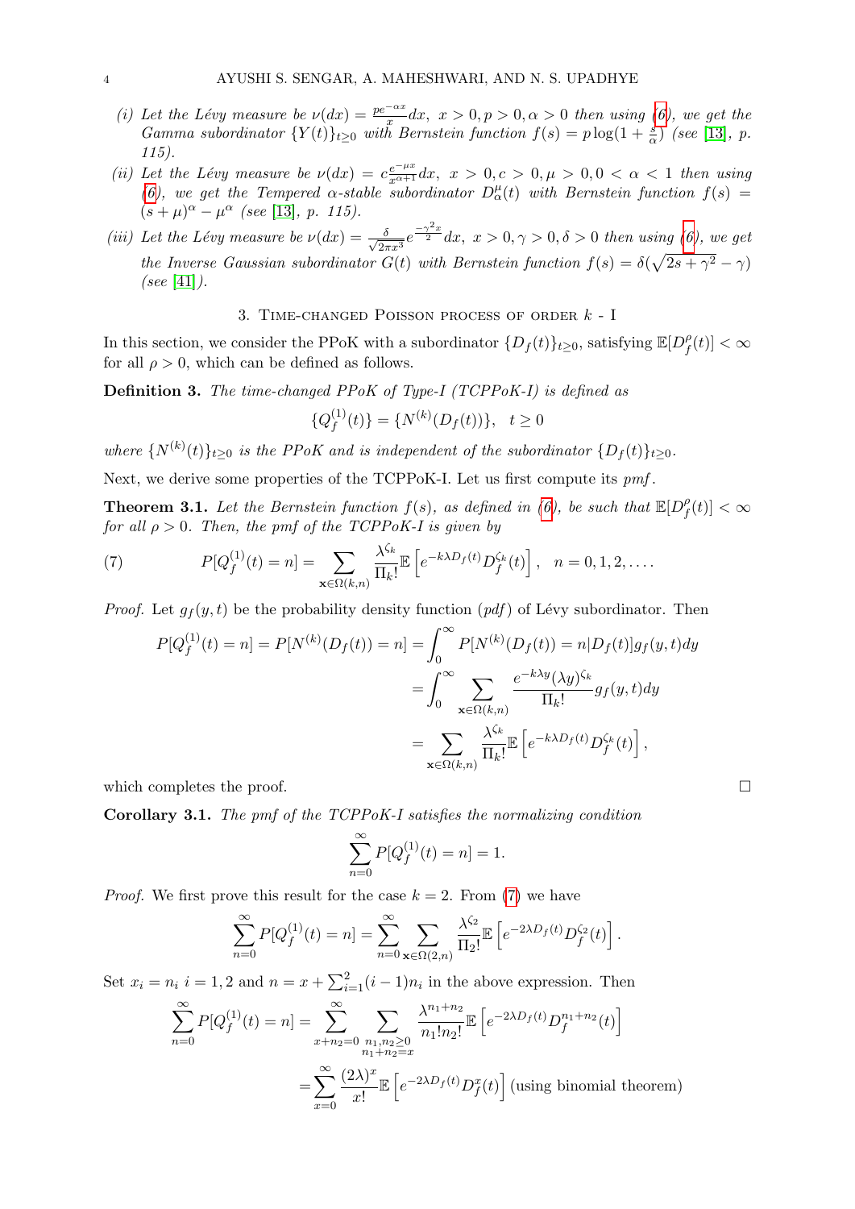(i) *Let the Lévy measure be $\nu(dx) = \frac{pe^{-\alpha x}}{x}dx,\ x > 0, p > 0, \alpha > 0$ then using (6), we get the Gamma subordinator $\{Y(t)\}_{t\geq 0}$ with Bernstein function $f(s) = p\log(1+\frac{s}{\alpha})$ (see [13], p. 115).*

(ii) *Let the Lévy measure be $\nu(dx) = c\frac{e^{-\mu x}}{x^{\alpha+1}}dx,\ x > 0, c > 0, \mu > 0, 0 < \alpha < 1$ then using (6), we get the Tempered $\alpha$-stable subordinator $D^{\mu}_{\alpha}(t)$ with Bernstein function $f(s) = (s+\mu)^{\alpha} - \mu^{\alpha}$ (see [13], p. 115).*

(iii) *Let the Lévy measure be $\nu(dx) = \frac{\delta}{\sqrt{2\pi x^3}}e^{\frac{-\gamma^2 x}{2}}dx,\ x > 0, \gamma > 0, \delta > 0$ then using (6), we get the Inverse Gaussian subordinator $G(t)$ with Bernstein function $f(s) = \delta(\sqrt{2s+\gamma^2} - \gamma)$ (see [41]).*

## 3. Time-changed Poisson process of order $k$ - I

In this section, we consider the PPoK with a subordinator $\{D_f(t)\}_{t\geq 0}$, satisfying $\mathbb{E}[D_f^{\rho}(t)] < \infty$ for all $\rho > 0$, which can be defined as follows.

**Definition 3.** *The time-changed PPoK of Type-I (TCPPoK-I) is defined as*

$$\{Q_f^{(1)}(t)\} = \{N^{(k)}(D_f(t))\}, \quad t \geq 0$$

*where $\{N^{(k)}(t)\}_{t\geq 0}$ is the PPoK and is independent of the subordinator $\{D_f(t)\}_{t\geq 0}$.*

Next, we derive some properties of the TCPPoK-I. Let us first compute its *pmf*.

**Theorem 3.1.** *Let the Bernstein function $f(s)$, as defined in (6), be such that $\mathbb{E}[D_f^{\rho}(t)] < \infty$ for all $\rho > 0$. Then, the pmf of the TCPPoK-I is given by*

$$P[Q_f^{(1)}(t) = n] = \sum_{\mathbf{x}\in\Omega(k,n)} \frac{\lambda^{\zeta_k}}{\Pi_k!}\mathbb{E}\left[e^{-k\lambda D_f(t)}D_f^{\zeta_k}(t)\right], \quad n = 0, 1, 2, \ldots. \tag{7}$$

*Proof.* Let $g_f(y,t)$ be the probability density function (*pdf*) of Lévy subordinator. Then

$$\begin{aligned}
P[Q_f^{(1)}(t) = n] = P[N^{(k)}(D_f(t)) = n] &= \int_0^{\infty} P[N^{(k)}(D_f(t)) = n | D_f(t)]g_f(y,t)dy \\
&= \int_0^{\infty} \sum_{\mathbf{x}\in\Omega(k,n)} \frac{e^{-k\lambda y}(\lambda y)^{\zeta_k}}{\Pi_k!}g_f(y,t)dy \\
&= \sum_{\mathbf{x}\in\Omega(k,n)} \frac{\lambda^{\zeta_k}}{\Pi_k!}\mathbb{E}\left[e^{-k\lambda D_f(t)}D_f^{\zeta_k}(t)\right],
\end{aligned}$$

which completes the proof. $\square$

**Corollary 3.1.** *The pmf of the TCPPoK-I satisfies the normalizing condition*

$$\sum_{n=0}^{\infty} P[Q_f^{(1)}(t) = n] = 1.$$

*Proof.* We first prove this result for the case $k = 2$. From (7) we have

$$\sum_{n=0}^{\infty} P[Q_f^{(1)}(t) = n] = \sum_{n=0}^{\infty} \sum_{\mathbf{x}\in\Omega(2,n)} \frac{\lambda^{\zeta_2}}{\Pi_2!}\mathbb{E}\left[e^{-2\lambda D_f(t)}D_f^{\zeta_2}(t)\right].$$

Set $x_i = n_i\ i = 1, 2$ and $n = x + \sum_{i=1}^{2}(i-1)n_i$ in the above expression. Then

$$\begin{aligned}
\sum_{n=0}^{\infty} P[Q_f^{(1)}(t) = n] &= \sum_{x+n_2=0}^{\infty} \sum_{\substack{n_1,n_2\geq 0 \\ n_1+n_2=x}} \frac{\lambda^{n_1+n_2}}{n_1!n_2!}\mathbb{E}\left[e^{-2\lambda D_f(t)}D_f^{n_1+n_2}(t)\right] \\
&= \sum_{x=0}^{\infty} \frac{(2\lambda)^x}{x!}\mathbb{E}\left[e^{-2\lambda D_f(t)}D_f^{x}(t)\right] \text{ (using binomial theorem)}
\end{aligned}$$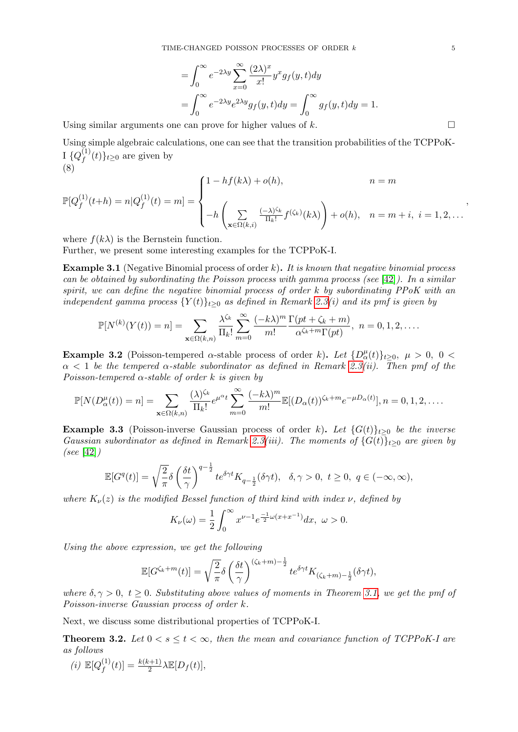$$
= \int_0^\infty e^{-2\lambda y} \sum_{x=0}^\infty \frac{(2\lambda)^x}{x!} y^x g_f(y,t) dy
$$

$$
= \int_0^\infty e^{-2\lambda y} e^{2\lambda y} g_f(y,t) dy = \int_0^\infty g_f(y,t) dy = 1.
$$

Using similar arguments one can prove for higher values of $k$. □

Using simple algebraic calculations, one can see that the transition probabilities of the TCPPoK-I $\{Q_f^{(1)}(t)\}_{t\geq 0}$ are given by

(8)

$$
\mathbb{P}[Q_f^{(1)}(t+h) = n | Q_f^{(1)}(t) = m] = \begin{cases} 1 - hf(k\lambda) + o(h), & n = m \\ -h\left(\sum\limits_{\mathbf{x}\in\Omega(k,i)} \frac{(-\lambda)^{\zeta_k}}{\Pi_k!} f^{(\zeta_k)}(k\lambda)\right) + o(h), & n = m+i,\ i = 1, 2, \ldots \end{cases},
$$

where $f(k\lambda)$ is the Bernstein function.

Further, we present some interesting examples for the TCPPoK-I.

**Example 3.1** (Negative Binomial process of order $k$)**.** *It is known that negative binomial process can be obtained by subordinating the Poisson process with gamma process (see [42]). In a similar spirit, we can define the negative binomial process of order k by subordinating PPoK with an independent gamma process $\{Y(t)\}_{t\geq 0}$ as defined in Remark 2.3(i) and its pmf is given by*

$$
\mathbb{P}[N^{(k)}(Y(t)) = n] = \sum_{\mathbf{x}\in\Omega(k,n)} \frac{\lambda^{\zeta_k}}{\Pi_k!} \sum_{m=0}^\infty \frac{(-k\lambda)^m}{m!} \frac{\Gamma(pt + \zeta_k + m)}{\alpha^{\zeta_k+m}\Gamma(pt)},\ n = 0, 1, 2, \ldots.
$$

**Example 3.2** (Poisson-tempered $\alpha$-stable process of order $k$)**.** *Let $\{D_\alpha^\mu(t)\}_{t\geq 0}$, $\mu > 0$, $0 < \alpha < 1$ be the tempered $\alpha$-stable subordinator as defined in Remark 2.3(ii). Then pmf of the Poisson-tempered $\alpha$-stable of order k is given by*

$$
\mathbb{P}[N(D_\alpha^\mu(t)) = n] = \sum_{\mathbf{x}\in\Omega(k,n)} \frac{(\lambda)^{\zeta_k}}{\Pi_k!} e^{\mu^\alpha t} \sum_{m=0}^\infty \frac{(-k\lambda)^m}{m!} \mathbb{E}[(D_\alpha(t))^{\zeta_k+m} e^{-\mu D_\alpha(t)}], n = 0, 1, 2, \ldots.
$$

**Example 3.3** (Poisson-inverse Gaussian process of order $k$)**.** *Let $\{G(t)\}_{t\geq 0}$ be the inverse Gaussian subordinator as defined in Remark 2.3(iii). The moments of $\{G(t)\}_{t\geq 0}$ are given by (see [42])*

$$
\mathbb{E}[G^q(t)] = \sqrt{\frac{2}{\pi}}\delta\left(\frac{\delta t}{\gamma}\right)^{q-\frac{1}{2}} t e^{\delta\gamma t} K_{q-\frac{1}{2}}(\delta\gamma t),\quad \delta, \gamma > 0,\ t \geq 0,\ q \in (-\infty, \infty),
$$

*where $K_\nu(z)$ is the modified Bessel function of third kind with index $\nu$, defined by*

$$
K_\nu(\omega) = \frac{1}{2}\int_0^\infty x^{\nu-1} e^{\frac{-1}{2}\omega(x+x^{-1})} dx,\ \omega > 0.
$$

*Using the above expression, we get the following*

$$
\mathbb{E}[G^{\zeta_k+m}(t)] = \sqrt{\frac{2}{\pi}}\delta\left(\frac{\delta t}{\gamma}\right)^{(\zeta_k+m)-\frac{1}{2}} t e^{\delta\gamma t} K_{(\zeta_k+m)-\frac{1}{2}}(\delta\gamma t),
$$

*where $\delta, \gamma > 0$, $t \geq 0$. Substituting above values of moments in Theorem 3.1, we get the pmf of Poisson-inverse Gaussian process of order k.*

Next, we discuss some distributional properties of TCPPoK-I.

**Theorem 3.2.** *Let $0 < s \leq t < \infty$, then the mean and covariance function of TCPPoK-I are as follows*

*(i)* $\mathbb{E}[Q_f^{(1)}(t)] = \frac{k(k+1)}{2}\lambda\mathbb{E}[D_f(t)]$,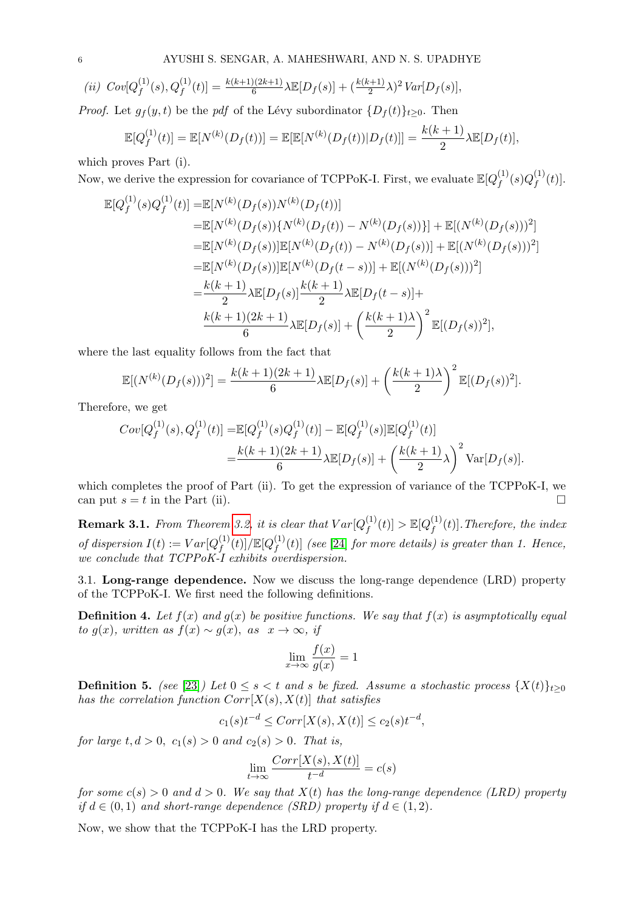*(ii)* $Cov[Q_f^{(1)}(s), Q_f^{(1)}(t)] = \frac{k(k+1)(2k+1)}{6}\lambda\mathbb{E}[D_f(s)] + (\frac{k(k+1)}{2}\lambda)^2\, Var[D_f(s)]$,

*Proof.* Let $g_f(y,t)$ be the *pdf* of the Lévy subordinator $\{D_f(t)\}_{t\geq 0}$. Then

$$\mathbb{E}[Q_f^{(1)}(t)] = \mathbb{E}[N^{(k)}(D_f(t))] = \mathbb{E}[\mathbb{E}[N^{(k)}(D_f(t))|D_f(t)]] = \frac{k(k+1)}{2}\lambda\mathbb{E}[D_f(t)],$$

which proves Part (i).

Now, we derive the expression for covariance of TCPPoK-I. First, we evaluate $\mathbb{E}[Q_f^{(1)}(s)Q_f^{(1)}(t)]$.

$$\begin{aligned}
\mathbb{E}[Q_f^{(1)}(s)Q_f^{(1)}(t)] =& \mathbb{E}[N^{(k)}(D_f(s))N^{(k)}(D_f(t))] \\
=& \mathbb{E}[N^{(k)}(D_f(s))\{N^{(k)}(D_f(t)) - N^{(k)}(D_f(s))\}] + \mathbb{E}[(N^{(k)}(D_f(s)))^2] \\
=& \mathbb{E}[N^{(k)}(D_f(s))]\mathbb{E}[N^{(k)}(D_f(t)) - N^{(k)}(D_f(s))] + \mathbb{E}[(N^{(k)}(D_f(s)))^2] \\
=& \mathbb{E}[N^{(k)}(D_f(s))]\mathbb{E}[N^{(k)}(D_f(t-s))] + \mathbb{E}[(N^{(k)}(D_f(s)))^2] \\
=& \frac{k(k+1)}{2}\lambda\mathbb{E}[D_f(s)]\frac{k(k+1)}{2}\lambda\mathbb{E}[D_f(t-s)] + \\
& \frac{k(k+1)(2k+1)}{6}\lambda\mathbb{E}[D_f(s)] + \left(\frac{k(k+1)\lambda}{2}\right)^2\mathbb{E}[(D_f(s))^2],
\end{aligned}$$

where the last equality follows from the fact that

$$\mathbb{E}[(N^{(k)}(D_f(s)))^2] = \frac{k(k+1)(2k+1)}{6}\lambda\mathbb{E}[D_f(s)] + \left(\frac{k(k+1)\lambda}{2}\right)^2\mathbb{E}[(D_f(s))^2].$$

Therefore, we get

$$\begin{aligned}
Cov[Q_f^{(1)}(s), Q_f^{(1)}(t)] =& \mathbb{E}[Q_f^{(1)}(s)Q_f^{(1)}(t)] - \mathbb{E}[Q_f^{(1)}(s)]\mathbb{E}[Q_f^{(1)}(t)] \\
=& \frac{k(k+1)(2k+1)}{6}\lambda\mathbb{E}[D_f(s)] + \left(\frac{k(k+1)}{2}\lambda\right)^2\mathrm{Var}[D_f(s)].
\end{aligned}$$

which completes the proof of Part (ii). To get the expression of variance of the TCPPoK-I, we can put $s = t$ in the Part (ii). $\square$

**Remark 3.1.** *From Theorem 3.2, it is clear that $Var[Q_f^{(1)}(t)] > \mathbb{E}[Q_f^{(1)}(t)]$. Therefore, the index of dispersion $I(t) := Var[Q_f^{(1)}(t)]/\mathbb{E}[Q_f^{(1)}(t)]$ (see [24] for more details) is greater than 1. Hence, we conclude that TCPPoK-I exhibits overdispersion.*

3.1. **Long-range dependence.** Now we discuss the long-range dependence (LRD) property of the TCPPoK-I. We first need the following definitions.

**Definition 4.** *Let $f(x)$ and $g(x)$ be positive functions. We say that $f(x)$ is asymptotically equal to $g(x)$, written as $f(x) \sim g(x)$, as $x \to \infty$, if*

$$\lim_{x\to\infty}\frac{f(x)}{g(x)} = 1$$

**Definition 5.** *(see [23]) Let $0 \leq s < t$ and $s$ be fixed. Assume a stochastic process $\{X(t)\}_{t\geq 0}$ has the correlation function $Corr[X(s), X(t)]$ that satisfies*

$$c_1(s)t^{-d} \leq Corr[X(s), X(t)] \leq c_2(s)t^{-d},$$

*for large $t, d > 0$, $c_1(s) > 0$ and $c_2(s) > 0$. That is,*

$$\lim_{t\to\infty}\frac{Corr[X(s), X(t)]}{t^{-d}} = c(s)$$

*for some $c(s) > 0$ and $d > 0$. We say that $X(t)$ has the long-range dependence (LRD) property if $d \in (0, 1)$ and short-range dependence (SRD) property if $d \in (1, 2)$.*

Now, we show that the TCPPoK-I has the LRD property.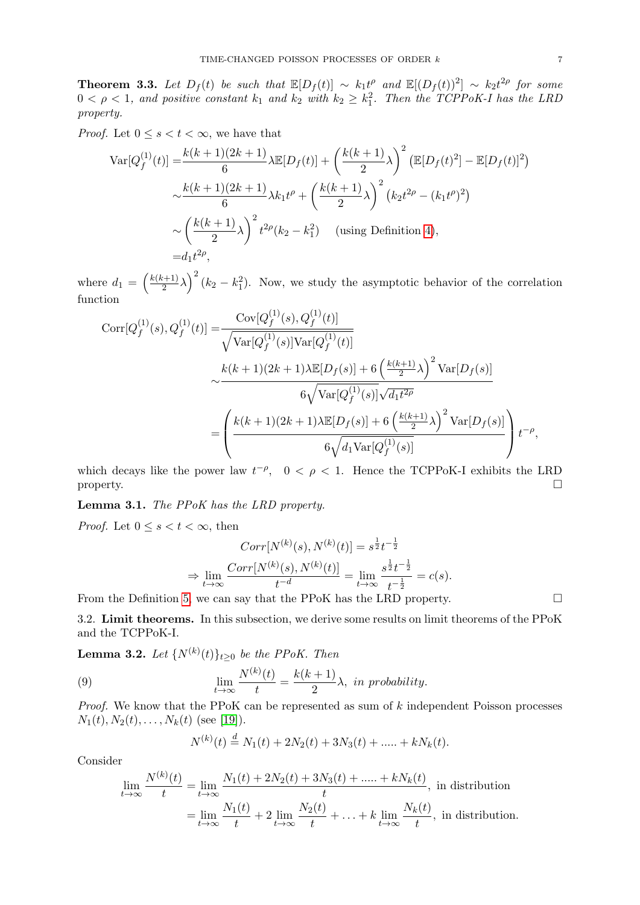**Theorem 3.3.** *Let $D_f(t)$ be such that $\mathbb{E}[D_f(t)] \sim k_1 t^\rho$ and $\mathbb{E}[(D_f(t))^2] \sim k_2 t^{2\rho}$ for some $0 < \rho < 1$, and positive constant $k_1$ and $k_2$ with $k_2 \geq k_1^2$. Then the TCPPoK-I has the LRD property.*

*Proof.* Let $0 \leq s < t < \infty$, we have that

$$
\begin{aligned}
\mathrm{Var}[Q_f^{(1)}(t)] =& \frac{k(k+1)(2k+1)}{6}\lambda \mathbb{E}[D_f(t)] + \left(\frac{k(k+1)}{2}\lambda\right)^2 \left(\mathbb{E}[D_f(t)^2] - \mathbb{E}[D_f(t)]^2\right) \\
\sim& \frac{k(k+1)(2k+1)}{6}\lambda k_1 t^\rho + \left(\frac{k(k+1)}{2}\lambda\right)^2 \left(k_2 t^{2\rho} - (k_1 t^\rho)^2\right) \\
\sim& \left(\frac{k(k+1)}{2}\lambda\right)^2 t^{2\rho}(k_2 - k_1^2) \quad \text{(using Definition 4)}, \\
=& d_1 t^{2\rho},
\end{aligned}
$$

where $d_1 = \left(\frac{k(k+1)}{2}\lambda\right)^2 (k_2 - k_1^2)$. Now, we study the asymptotic behavior of the correlation function

$$
\begin{aligned}
\mathrm{Corr}[Q_f^{(1)}(s), Q_f^{(1)}(t)] =& \frac{\mathrm{Cov}[Q_f^{(1)}(s), Q_f^{(1)}(t)]}{\sqrt{\mathrm{Var}[Q_f^{(1)}(s)]\mathrm{Var}[Q_f^{(1)}(t)]}} \\
\sim& \frac{k(k+1)(2k+1)\lambda \mathbb{E}[D_f(s)] + 6\left(\frac{k(k+1)}{2}\lambda\right)^2 \mathrm{Var}[D_f(s)]}{6\sqrt{\mathrm{Var}[Q_f^{(1)}(s)]}\sqrt{d_1 t^{2\rho}}} \\
=& \left(\frac{k(k+1)(2k+1)\lambda \mathbb{E}[D_f(s)] + 6\left(\frac{k(k+1)}{2}\lambda\right)^2 \mathrm{Var}[D_f(s)]}{6\sqrt{d_1 \mathrm{Var}[Q_f^{(1)}(s)]}}\right) t^{-\rho},
\end{aligned}
$$

which decays like the power law $t^{-\rho}$, $0 < \rho < 1$. Hence the TCPPoK-I exhibits the LRD property. ∎

**Lemma 3.1.** *The PPoK has the LRD property.*

*Proof.* Let $0 \leq s < t < \infty$, then

$$
\begin{aligned}
& Corr[N^{(k)}(s), N^{(k)}(t)] = s^{\frac{1}{2}} t^{-\frac{1}{2}} \\
\Rightarrow & \lim_{t\to\infty} \frac{Corr[N^{(k)}(s), N^{(k)}(t)]}{t^{-d}} = \lim_{t\to\infty} \frac{s^{\frac{1}{2}} t^{-\frac{1}{2}}}{t^{-\frac{1}{2}}} = c(s).
\end{aligned}
$$

From the Definition 5, we can say that the PPoK has the LRD property. ∎

3.2. **Limit theorems.** In this subsection, we derive some results on limit theorems of the PPoK and the TCPPoK-I.

**Lemma 3.2.** *Let $\{N^{(k)}(t)\}_{t\geq 0}$ be the PPoK. Then*

$$
\lim_{t\to\infty} \frac{N^{(k)}(t)}{t} = \frac{k(k+1)}{2}\lambda, \text{ in probability.} \tag{9}
$$

*Proof.* We know that the PPoK can be represented as sum of $k$ independent Poisson processes $N_1(t), N_2(t), \ldots, N_k(t)$ (see [19]).

$$
N^{(k)}(t) \stackrel{d}{=} N_1(t) + 2N_2(t) + 3N_3(t) + \ldots.. + kN_k(t).
$$

Consider

$$
\begin{aligned}
\lim_{t\to\infty} \frac{N^{(k)}(t)}{t} &= \lim_{t\to\infty} \frac{N_1(t) + 2N_2(t) + 3N_3(t) + \ldots.. + kN_k(t)}{t}, \text{ in distribution} \\
&= \lim_{t\to\infty} \frac{N_1(t)}{t} + 2\lim_{t\to\infty} \frac{N_2(t)}{t} + \ldots + k\lim_{t\to\infty} \frac{N_k(t)}{t}, \text{ in distribution.}
\end{aligned}
$$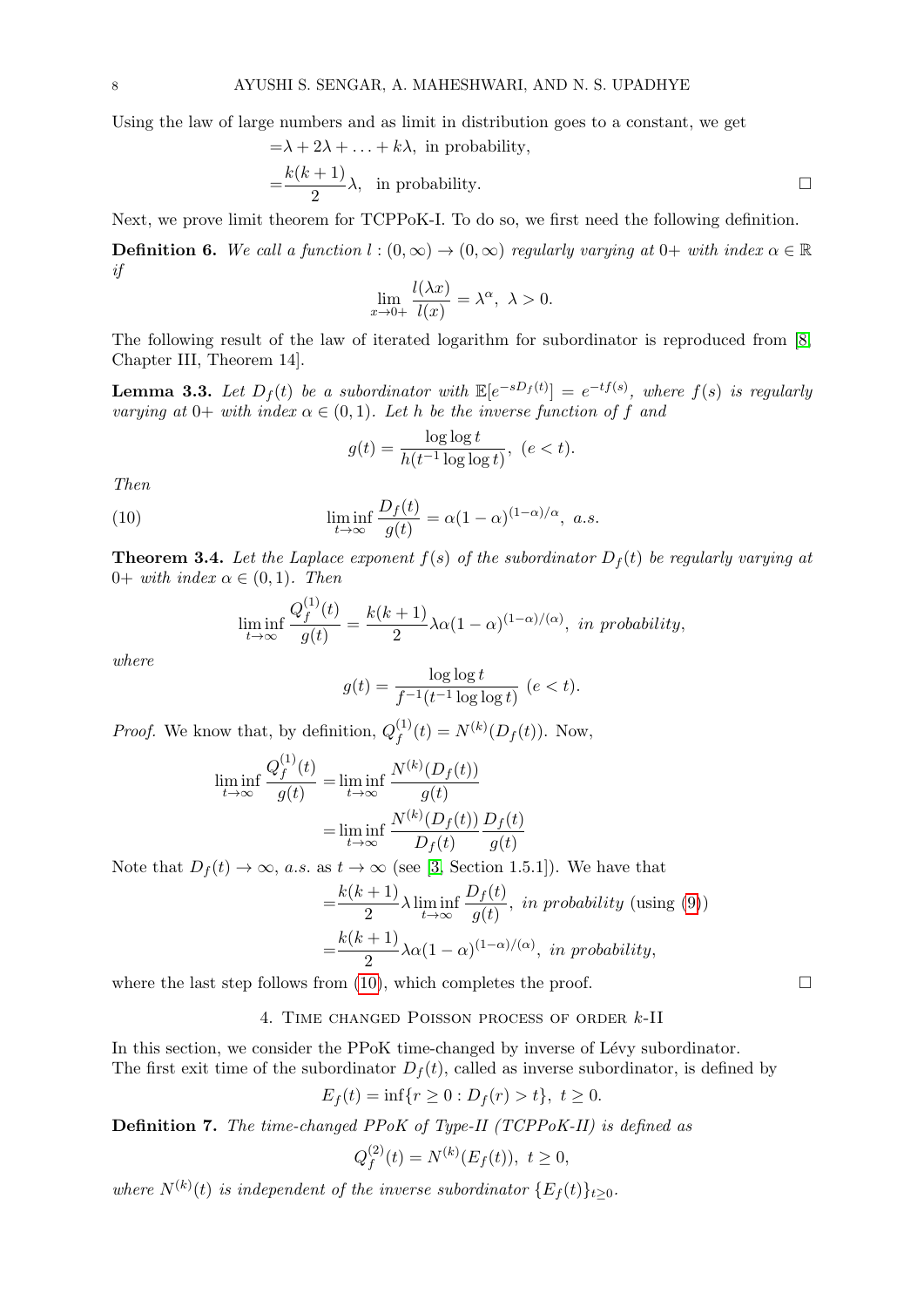Using the law of large numbers and as limit in distribution goes to a constant, we get

$$
\begin{aligned}
&= \lambda + 2\lambda + \ldots + k\lambda, \text{ in probability,} \\
&= \frac{k(k+1)}{2}\lambda, \text{ in probability.}
\end{aligned}
$$

□

Next, we prove limit theorem for TCPPoK-I. To do so, we first need the following definition.

**Definition 6.** *We call a function $l : (0,\infty) \to (0,\infty)$ regularly varying at $0+$ with index $\alpha \in \mathbb{R}$ if*

$$
\lim_{x \to 0+} \frac{l(\lambda x)}{l(x)} = \lambda^{\alpha}, \ \lambda > 0.
$$

The following result of the law of iterated logarithm for subordinator is reproduced from [8, Chapter III, Theorem 14].

**Lemma 3.3.** *Let $D_f(t)$ be a subordinator with $\mathbb{E}[e^{-sD_f(t)}] = e^{-tf(s)}$, where $f(s)$ is regularly varying at $0+$ with index $\alpha \in (0,1)$. Let $h$ be the inverse function of $f$ and*

$$
g(t) = \frac{\log\log t}{h(t^{-1}\log\log t)}, \ (e < t).
$$

*Then*

$$
\liminf_{t\to\infty} \frac{D_f(t)}{g(t)} = \alpha(1-\alpha)^{(1-\alpha)/\alpha}, \ a.s. \tag{10}
$$

**Theorem 3.4.** *Let the Laplace exponent $f(s)$ of the subordinator $D_f(t)$ be regularly varying at $0+$ with index $\alpha \in (0,1)$. Then*

$$
\liminf_{t\to\infty} \frac{Q_f^{(1)}(t)}{g(t)} = \frac{k(k+1)}{2}\lambda\alpha(1-\alpha)^{(1-\alpha)/(\alpha)}, \ \textit{in probability},
$$

*where*

$$
g(t) = \frac{\log\log t}{f^{-1}(t^{-1}\log\log t)} \ (e < t).
$$

*Proof.* We know that, by definition, $Q_f^{(1)}(t) = N^{(k)}(D_f(t))$. Now,

$$
\begin{aligned}
\liminf_{t\to\infty} \frac{Q_f^{(1)}(t)}{g(t)} &= \liminf_{t\to\infty} \frac{N^{(k)}(D_f(t))}{g(t)} \\
&= \liminf_{t\to\infty} \frac{N^{(k)}(D_f(t))}{D_f(t)} \frac{D_f(t)}{g(t)}
\end{aligned}
$$

Note that $D_f(t) \to \infty$, *a.s.* as $t \to \infty$ (see [3, Section 1.5.1]). We have that

$$
\begin{aligned}
&= \frac{k(k+1)}{2}\lambda \liminf_{t\to\infty} \frac{D_f(t)}{g(t)}, \ \textit{in probability} \text{ (using (9))} \\
&= \frac{k(k+1)}{2}\lambda\alpha(1-\alpha)^{(1-\alpha)/(\alpha)}, \ \textit{in probability},
\end{aligned}
$$

where the last step follows from (10), which completes the proof. □

## 4. Time changed Poisson process of order $k$-II

In this section, we consider the PPoK time-changed by inverse of Lévy subordinator.
The first exit time of the subordinator $D_f(t)$, called as inverse subordinator, is defined by

$$
E_f(t) = \inf\{r \geq 0 : D_f(r) > t\}, \ t \geq 0.
$$

**Definition 7.** *The time-changed PPoK of Type-II (TCPPoK-II) is defined as*

$$
Q_f^{(2)}(t) = N^{(k)}(E_f(t)), \ t \geq 0,
$$

*where $N^{(k)}(t)$ is independent of the inverse subordinator $\{E_f(t)\}_{t\geq 0}$.*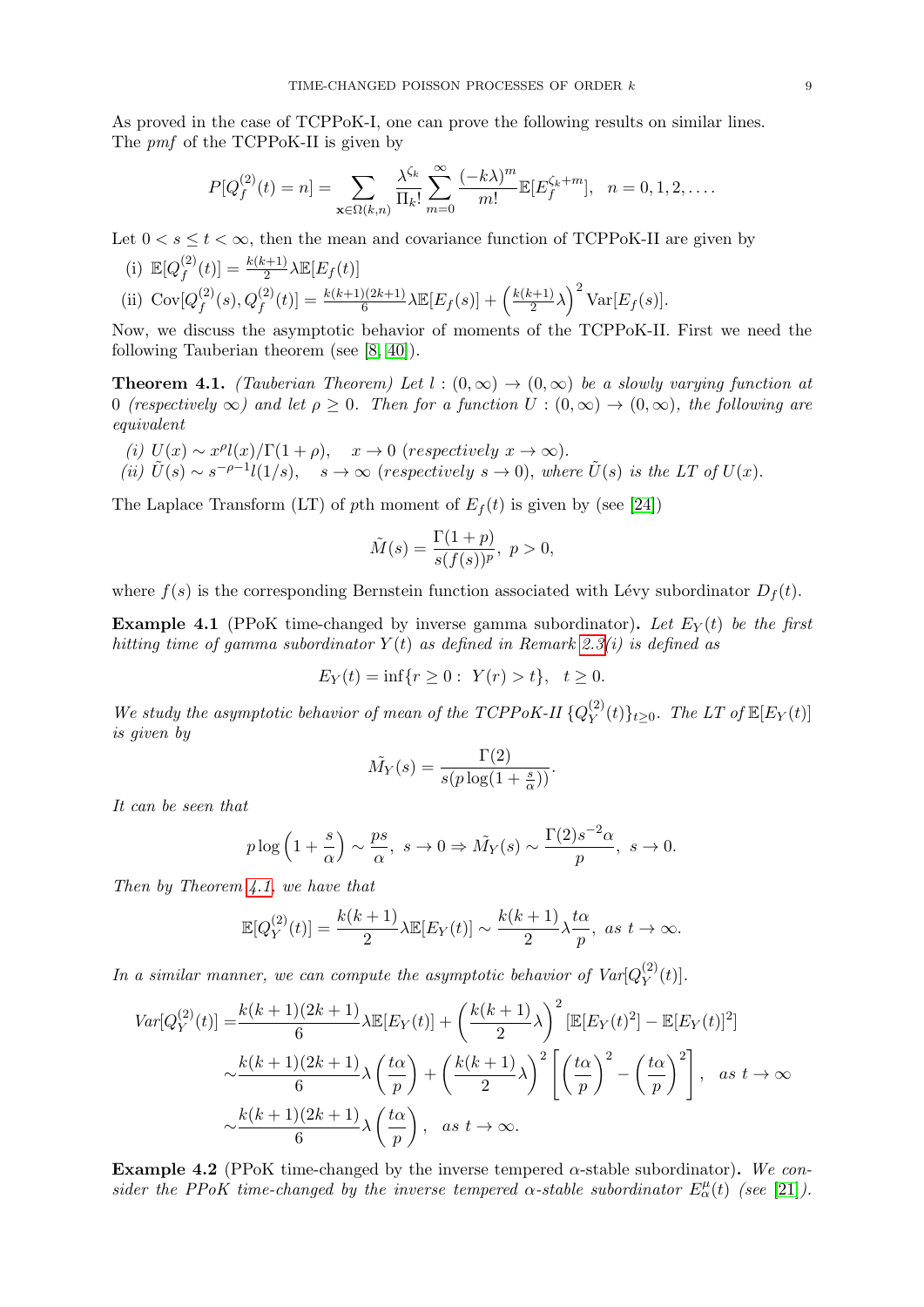As proved in the case of TCPPoK-I, one can prove the following results on similar lines. The *pmf* of the TCPPoK-II is given by

$$P[Q_f^{(2)}(t)=n]=\sum_{\mathbf{x}\in\Omega(k,n)}\frac{\lambda^{\zeta_k}}{\Pi_k!}\sum_{m=0}^{\infty}\frac{(-k\lambda)^m}{m!}\mathbb{E}[E_f^{\zeta_k+m}],\quad n=0,1,2,\ldots.$$

Let $0<s\leq t<\infty$, then the mean and covariance function of TCPPoK-II are given by

(i) $\mathbb{E}[Q_f^{(2)}(t)]=\frac{k(k+1)}{2}\lambda\mathbb{E}[E_f(t)]$

(ii) $\mathrm{Cov}[Q_f^{(2)}(s),Q_f^{(2)}(t)]=\frac{k(k+1)(2k+1)}{6}\lambda\mathbb{E}[E_f(s)]+\left(\frac{k(k+1)}{2}\lambda\right)^2\mathrm{Var}[E_f(s)]$.

Now, we discuss the asymptotic behavior of moments of the TCPPoK-II. First we need the following Tauberian theorem (see [8, 40]).

**Theorem 4.1.** *(Tauberian Theorem) Let $l:(0,\infty)\to(0,\infty)$ be a slowly varying function at 0 (respectively $\infty$) and let $\rho\geq 0$. Then for a function $U:(0,\infty)\to(0,\infty)$, the following are equivalent*

*(i) $U(x)\sim x^{\rho}l(x)/\Gamma(1+\rho),\quad x\to 0$ (respectively $x\to\infty$).*

*(ii) $\tilde{U}(s)\sim s^{-\rho-1}l(1/s),\quad s\to\infty$ (respectively $s\to 0$), where $\tilde{U}(s)$ is the LT of $U(x)$.*

The Laplace Transform (LT) of $p$th moment of $E_f(t)$ is given by (see [24])

$$\tilde{M}(s)=\frac{\Gamma(1+p)}{s(f(s))^p},\ p>0,$$

where $f(s)$ is the corresponding Bernstein function associated with Lévy subordinator $D_f(t)$.

**Example 4.1** (PPoK time-changed by inverse gamma subordinator)**.** *Let $E_Y(t)$ be the first hitting time of gamma subordinator $Y(t)$ as defined in Remark 2.3(i) is defined as*

$$E_Y(t)=\inf\{r\geq 0:\ Y(r)>t\},\quad t\geq 0.$$

*We study the asymptotic behavior of mean of the TCPPoK-II $\{Q_Y^{(2)}(t)\}_{t\geq 0}$. The LT of $\mathbb{E}[E_Y(t)]$ is given by*

$$\tilde{M_Y}(s)=\frac{\Gamma(2)}{s(p\log(1+\frac{s}{\alpha}))}.$$

*It can be seen that*

$$p\log\left(1+\frac{s}{\alpha}\right)\sim\frac{ps}{\alpha},\ s\to 0\Rightarrow\tilde{M_Y}(s)\sim\frac{\Gamma(2)s^{-2}\alpha}{p},\ s\to 0.$$

*Then by Theorem 4.1, we have that*

$$\mathbb{E}[Q_Y^{(2)}(t)]=\frac{k(k+1)}{2}\lambda\mathbb{E}[E_Y(t)]\sim\frac{k(k+1)}{2}\lambda\frac{t\alpha}{p},\ as\ t\to\infty.$$

*In a similar manner, we can compute the asymptotic behavior of $Var[Q_Y^{(2)}(t)]$.*

$$\begin{aligned}
Var[Q_Y^{(2)}(t)]=&\frac{k(k+1)(2k+1)}{6}\lambda\mathbb{E}[E_Y(t)]+\left(\frac{k(k+1)}{2}\lambda\right)^2[\mathbb{E}[E_Y(t)^2]-\mathbb{E}[E_Y(t)]^2]\\
\sim&\frac{k(k+1)(2k+1)}{6}\lambda\left(\frac{t\alpha}{p}\right)+\left(\frac{k(k+1)}{2}\lambda\right)^2\left[\left(\frac{t\alpha}{p}\right)^2-\left(\frac{t\alpha}{p}\right)^2\right],\quad as\ t\to\infty\\
\sim&\frac{k(k+1)(2k+1)}{6}\lambda\left(\frac{t\alpha}{p}\right),\quad as\ t\to\infty.
\end{aligned}$$

**Example 4.2** (PPoK time-changed by the inverse tempered $\alpha$-stable subordinator)**.** *We consider the PPoK time-changed by the inverse tempered $\alpha$-stable subordinator $E_\alpha^\mu(t)$ (see [21]).*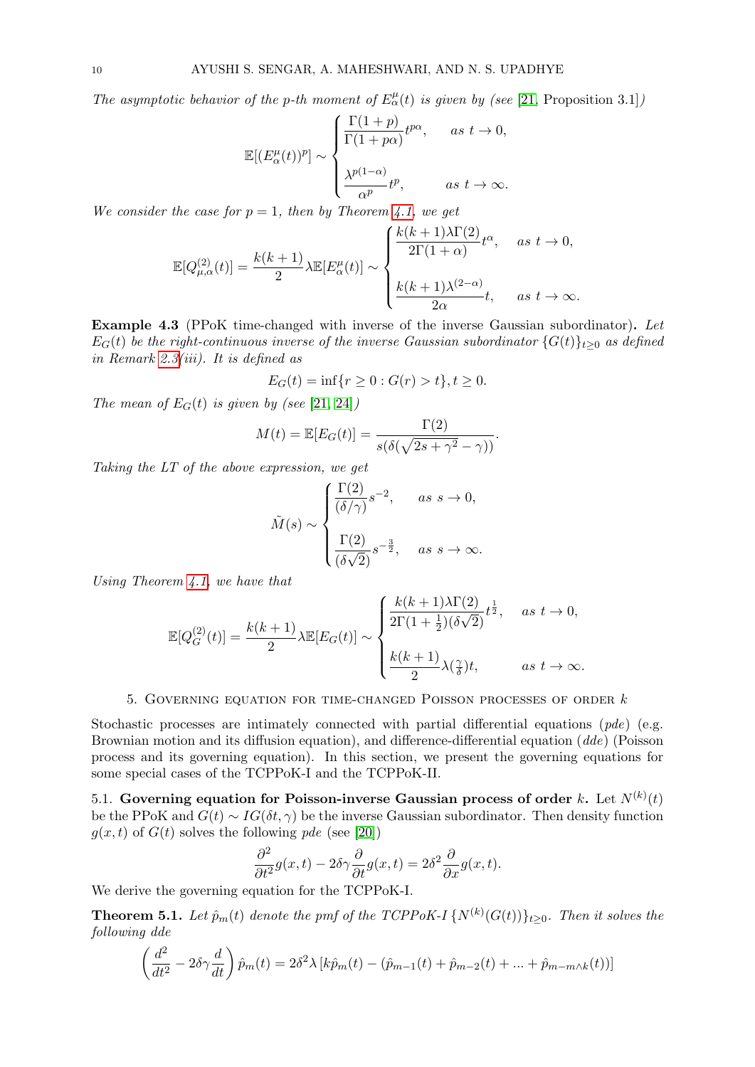*The asymptotic behavior of the p-th moment of $E^{\mu}_{\alpha}(t)$ is given by (see [21, Proposition 3.1])*

$$\mathbb{E}[(E^{\mu}_{\alpha}(t))^p] \sim \begin{cases} \dfrac{\Gamma(1+p)}{\Gamma(1+p\alpha)} t^{p\alpha}, & \text{as } t \to 0, \\ \\ \dfrac{\lambda^{p(1-\alpha)}}{\alpha^p} t^p, & \text{as } t \to \infty. \end{cases}$$

*We consider the case for $p=1$, then by Theorem 4.1, we get*

$$\mathbb{E}[Q^{(2)}_{\mu,\alpha}(t)] = \frac{k(k+1)}{2}\lambda \mathbb{E}[E^{\mu}_{\alpha}(t)] \sim \begin{cases} \dfrac{k(k+1)\lambda\Gamma(2)}{2\Gamma(1+\alpha)} t^{\alpha}, & \text{as } t \to 0, \\ \\ \dfrac{k(k+1)\lambda^{(2-\alpha)}}{2\alpha} t, & \text{as } t \to \infty. \end{cases}$$

**Example 4.3** (PPoK time-changed with inverse of the inverse Gaussian subordinator)**.** *Let $E_G(t)$ be the right-continuous inverse of the inverse Gaussian subordinator $\{G(t)\}_{t\geq 0}$ as defined in Remark 2.3(iii). It is defined as*

$$E_G(t) = \inf\{r \geq 0 : G(r) > t\}, t \geq 0.$$

*The mean of $E_G(t)$ is given by (see [21, 24])*

$$M(t) = \mathbb{E}[E_G(t)] = \frac{\Gamma(2)}{s(\delta(\sqrt{2s+\gamma^2}-\gamma))}.$$

*Taking the LT of the above expression, we get*

$$\tilde{M}(s) \sim \begin{cases} \dfrac{\Gamma(2)}{(\delta/\gamma)} s^{-2}, & \text{as } s \to 0, \\ \\ \dfrac{\Gamma(2)}{(\delta\sqrt{2})} s^{-\frac{3}{2}}, & \text{as } s \to \infty. \end{cases}$$

*Using Theorem 4.1, we have that*

$$\mathbb{E}[Q^{(2)}_{G}(t)] = \frac{k(k+1)}{2}\lambda \mathbb{E}[E_G(t)] \sim \begin{cases} \dfrac{k(k+1)\lambda\Gamma(2)}{2\Gamma(1+\frac{1}{2})(\delta\sqrt{2})} t^{\frac{1}{2}}, & \text{as } t \to 0, \\ \\ \dfrac{k(k+1)}{2}\lambda(\frac{\gamma}{\delta})t, & \text{as } t \to \infty. \end{cases}$$

## 5. Governing equation for time-changed Poisson processes of order $k$

Stochastic processes are intimately connected with partial differential equations (*pde*) (e.g. Brownian motion and its diffusion equation), and difference-differential equation (*dde*) (Poisson process and its governing equation). In this section, we present the governing equations for some special cases of the TCPPoK-I and the TCPPoK-II.

### 5.1. Governing equation for Poisson-inverse Gaussian process of order $k$.

Let $N^{(k)}(t)$ be the PPoK and $G(t) \sim IG(\delta t, \gamma)$ be the inverse Gaussian subordinator. Then density function $g(x,t)$ of $G(t)$ solves the following *pde* (see [20])

$$\frac{\partial^2}{\partial t^2} g(x,t) - 2\delta\gamma \frac{\partial}{\partial t} g(x,t) = 2\delta^2 \frac{\partial}{\partial x} g(x,t).$$

We derive the governing equation for the TCPPoK-I.

**Theorem 5.1.** *Let $\hat{p}_m(t)$ denote the pmf of the TCPPoK-I $\{N^{(k)}(G(t))\}_{t\geq 0}$. Then it solves the following dde*

$$\left(\frac{d^2}{dt^2} - 2\delta\gamma\frac{d}{dt}\right)\hat{p}_m(t) = 2\delta^2\lambda\left[k\hat{p}_m(t) - (\hat{p}_{m-1}(t) + \hat{p}_{m-2}(t) + ... + \hat{p}_{m-m\wedge k}(t))\right]$$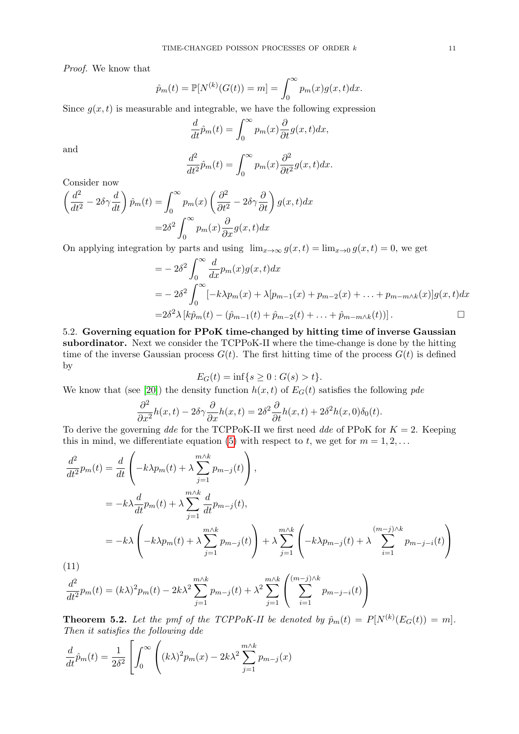*Proof.* We know that

$$\hat{p}_m(t) = \mathbb{P}[N^{(k)}(G(t)) = m] = \int_0^\infty p_m(x) g(x,t) dx.$$

Since $g(x,t)$ is measurable and integrable, we have the following expression

$$\frac{d}{dt}\hat{p}_m(t) = \int_0^\infty p_m(x) \frac{\partial}{\partial t} g(x,t) dx,$$

and

$$\frac{d^2}{dt^2}\hat{p}_m(t) = \int_0^\infty p_m(x) \frac{\partial^2}{\partial t^2} g(x,t) dx.$$

Consider now

$$\begin{aligned}
\left(\frac{d^2}{dt^2} - 2\delta\gamma \frac{d}{dt}\right)\hat{p}_m(t) =& \int_0^\infty p_m(x) \left(\frac{\partial^2}{\partial t^2} - 2\delta\gamma \frac{\partial}{\partial t}\right) g(x,t) dx \\
=& 2\delta^2 \int_0^\infty p_m(x) \frac{\partial}{\partial x} g(x,t) dx
\end{aligned}$$

On applying integration by parts and using $\lim_{x\to\infty} g(x,t) = \lim_{x\to 0} g(x,t) = 0$, we get

$$\begin{aligned}
=& -2\delta^2 \int_0^\infty \frac{d}{dx} p_m(x) g(x,t) dx \\
=& -2\delta^2 \int_0^\infty [-k\lambda p_m(x) + \lambda[p_{m-1}(x) + p_{m-2}(x) + \ldots + p_{m-m\wedge k}(x)] g(x,t) dx \\
=& 2\delta^2 \lambda \left[k\hat{p}_m(t) - (\hat{p}_{m-1}(t) + \hat{p}_{m-2}(t) + \ldots + \hat{p}_{m-m\wedge k}(t))\right].
\end{aligned}$$

□

5.2. **Governing equation for PPoK time-changed by hitting time of inverse Gaussian subordinator.** Next we consider the TCPPoK-II where the time-change is done by the hitting time of the inverse Gaussian process $G(t)$. The first hitting time of the process $G(t)$ is defined by

$$E_G(t) = \inf\{s \geq 0 : G(s) > t\}.$$

We know that (see [20]) the density function $h(x,t)$ of $E_G(t)$ satisfies the following *pde*

$$\frac{\partial^2}{\partial x^2} h(x,t) - 2\delta\gamma \frac{\partial}{\partial x} h(x,t) = 2\delta^2 \frac{\partial}{\partial t} h(x,t) + 2\delta^2 h(x,0)\delta_0(t).$$

To derive the governing *dde* for the TCPPoK-II we first need *dde* of PPoK for $K = 2$. Keeping this in mind, we differentiate equation (5) with respect to $t$, we get for $m = 1, 2, \ldots$

$$\begin{aligned}
\frac{d^2}{dt^2} p_m(t) &= \frac{d}{dt}\left(-k\lambda p_m(t) + \lambda \sum_{j=1}^{m\wedge k} p_{m-j}(t)\right), \\
&= -k\lambda \frac{d}{dt} p_m(t) + \lambda \sum_{j=1}^{m\wedge k} \frac{d}{dt} p_{m-j}(t), \\
&= -k\lambda \left(-k\lambda p_m(t) + \lambda \sum_{j=1}^{m\wedge k} p_{m-j}(t)\right) + \lambda \sum_{j=1}^{m\wedge k} \left(-k\lambda p_{m-j}(t) + \lambda \sum_{i=1}^{(m-j)\wedge k} p_{m-j-i}(t)\right)
\end{aligned}$$

(11)

$$\frac{d^2}{dt^2} p_m(t) = (k\lambda)^2 p_m(t) - 2k\lambda^2 \sum_{j=1}^{m\wedge k} p_{m-j}(t) + \lambda^2 \sum_{j=1}^{m\wedge k} \left(\sum_{i=1}^{(m-j)\wedge k} p_{m-j-i}(t)\right)$$

**Theorem 5.2.** *Let the pmf of the TCPPoK-II be denoted by $\hat{p}_m(t) = P[N^{(k)}(E_G(t)) = m]$. Then it satisfies the following dde*

$$\frac{d}{dt}\hat{p}_m(t) = \frac{1}{2\delta^2}\left[\int_0^\infty \left((k\lambda)^2 p_m(x) - 2k\lambda^2 \sum_{j=1}^{m\wedge k} p_{m-j}(x)\right.\right.$$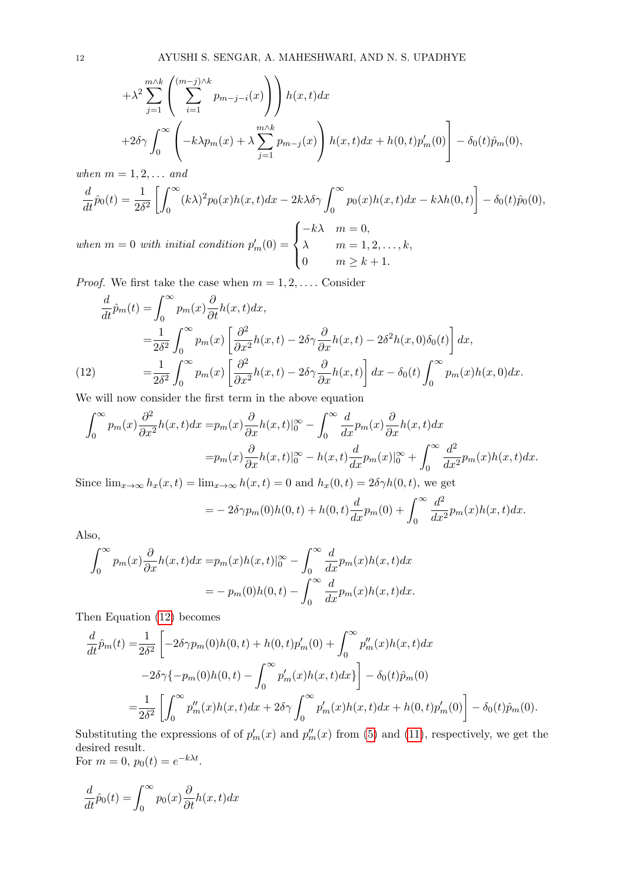$$
+\lambda^2 \sum_{j=1}^{m\wedge k}\left(\sum_{i=1}^{(m-j)\wedge k} p_{m-j-i}(x)\right)\Bigg) h(x,t)dx
$$

$$
+2\delta\gamma \int_0^\infty \left(-k\lambda p_m(x) + \lambda \sum_{j=1}^{m\wedge k} p_{m-j}(x)\right) h(x,t)dx + h(0,t)p_m'(0)\Bigg] - \delta_0(t)\hat{p}_m(0),
$$

*when* $m = 1, 2, \dots$ *and*

$$
\frac{d}{dt}\hat{p}_0(t) = \frac{1}{2\delta^2}\left[\int_0^\infty (k\lambda)^2 p_0(x)h(x,t)dx - 2k\lambda\delta\gamma \int_0^\infty p_0(x)h(x,t)dx - k\lambda h(0,t)\right] - \delta_0(t)\hat{p}_0(0),
$$

*when* $m = 0$ *with initial condition* $p_m'(0) = \begin{cases} -k\lambda & m = 0, \\ \lambda & m = 1, 2, \dots, k, \\ 0 & m \geq k+1. \end{cases}$

*Proof.* We first take the case when $m = 1, 2, \dots$. Consider

$$
\begin{aligned}
\frac{d}{dt}\hat{p}_m(t) &= \int_0^\infty p_m(x)\frac{\partial}{\partial t}h(x,t)dx, \\
&= \frac{1}{2\delta^2}\int_0^\infty p_m(x)\left[\frac{\partial^2}{\partial x^2}h(x,t) - 2\delta\gamma\frac{\partial}{\partial x}h(x,t) - 2\delta^2 h(x,0)\delta_0(t)\right]dx, \\
&= \frac{1}{2\delta^2}\int_0^\infty p_m(x)\left[\frac{\partial^2}{\partial x^2}h(x,t) - 2\delta\gamma\frac{\partial}{\partial x}h(x,t)\right]dx - \delta_0(t)\int_0^\infty p_m(x)h(x,0)dx. \qquad (12)
\end{aligned}
$$

We will now consider the first term in the above equation

$$
\begin{aligned}
\int_0^\infty p_m(x)\frac{\partial^2}{\partial x^2}h(x,t)dx &= p_m(x)\frac{\partial}{\partial x}h(x,t)\Big|_0^\infty - \int_0^\infty \frac{d}{dx}p_m(x)\frac{\partial}{\partial x}h(x,t)dx \\
&= p_m(x)\frac{\partial}{\partial x}h(x,t)\Big|_0^\infty - h(x,t)\frac{d}{dx}p_m(x)\Big|_0^\infty + \int_0^\infty \frac{d^2}{dx^2}p_m(x)h(x,t)dx.
\end{aligned}
$$

Since $\lim_{x\to\infty} h_x(x,t) = \lim_{x\to\infty} h(x,t) = 0$ and $h_x(0,t) = 2\delta\gamma h(0,t)$, we get

$$
= -2\delta\gamma p_m(0)h(0,t) + h(0,t)\frac{d}{dx}p_m(0) + \int_0^\infty \frac{d^2}{dx^2}p_m(x)h(x,t)dx.
$$

Also,

$$
\begin{aligned}
\int_0^\infty p_m(x)\frac{\partial}{\partial x}h(x,t)dx &= p_m(x)h(x,t)\Big|_0^\infty - \int_0^\infty \frac{d}{dx}p_m(x)h(x,t)dx \\
&= -p_m(0)h(0,t) - \int_0^\infty \frac{d}{dx}p_m(x)h(x,t)dx.
\end{aligned}
$$

Then Equation (12) becomes

$$
\begin{aligned}
\frac{d}{dt}\hat{p}_m(t) =& \frac{1}{2\delta^2}\Bigg[-2\delta\gamma p_m(0)h(0,t) + h(0,t)p_m'(0) + \int_0^\infty p_m''(x)h(x,t)dx \\
& -2\delta\gamma\{-p_m(0)h(0,t) - \int_0^\infty p_m'(x)h(x,t)dx\}\Bigg] - \delta_0(t)\hat{p}_m(0) \\
=& \frac{1}{2\delta^2}\left[\int_0^\infty p_m''(x)h(x,t)dx + 2\delta\gamma\int_0^\infty p_m'(x)h(x,t)dx + h(0,t)p_m'(0)\right] - \delta_0(t)\hat{p}_m(0).
\end{aligned}
$$

Substituting the expressions of of $p_m'(x)$ and $p_m''(x)$ from (5) and (11), respectively, we get the desired result.
For $m = 0$, $p_0(t) = e^{-k\lambda t}$.

$$
\frac{d}{dt}\hat{p}_0(t) = \int_0^\infty p_0(x)\frac{\partial}{\partial t}h(x,t)dx
$$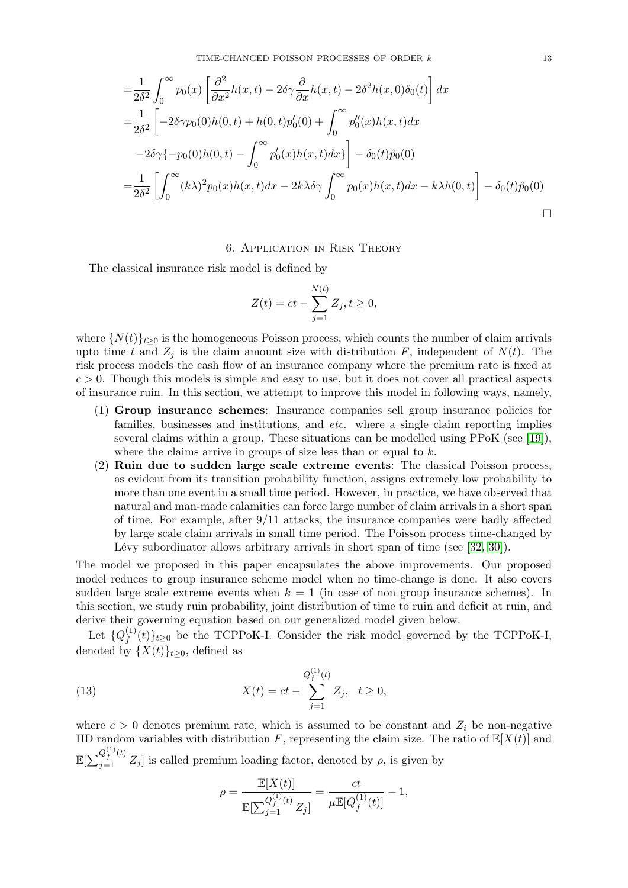$$
\begin{aligned}
=&\frac{1}{2\delta^2}\int_0^\infty p_0(x)\left[\frac{\partial^2}{\partial x^2}h(x,t)-2\delta\gamma\frac{\partial}{\partial x}h(x,t)-2\delta^2 h(x,0)\delta_0(t)\right]dx\\
=&\frac{1}{2\delta^2}\left[-2\delta\gamma p_0(0)h(0,t)+h(0,t)p_0'(0)+\int_0^\infty p_0''(x)h(x,t)dx\right.\\
&\left.-2\delta\gamma\{-p_0(0)h(0,t)-\int_0^\infty p_0'(x)h(x,t)dx\}\right]-\delta_0(t)\hat{p}_0(0)\\
=&\frac{1}{2\delta^2}\left[\int_0^\infty (k\lambda)^2 p_0(x)h(x,t)dx-2k\lambda\delta\gamma\int_0^\infty p_0(x)h(x,t)dx-k\lambda h(0,t)\right]-\delta_0(t)\hat{p}_0(0)
\end{aligned}
$$

□

## 6. Application in Risk Theory

The classical insurance risk model is defined by

$$
Z(t)=ct-\sum_{j=1}^{N(t)}Z_j,\, t\geq 0,
$$

where $\{N(t)\}_{t\geq 0}$ is the homogeneous Poisson process, which counts the number of claim arrivals upto time $t$ and $Z_j$ is the claim amount size with distribution $F$, independent of $N(t)$. The risk process models the cash flow of an insurance company where the premium rate is fixed at $c>0$. Though this models is simple and easy to use, but it does not cover all practical aspects of insurance ruin. In this section, we attempt to improve this model in following ways, namely,

1. **Group insurance schemes**: Insurance companies sell group insurance policies for families, businesses and institutions, and *etc.* where a single claim reporting implies several claims within a group. These situations can be modelled using PPoK (see [19]), where the claims arrive in groups of size less than or equal to $k$.
2. **Ruin due to sudden large scale extreme events**: The classical Poisson process, as evident from its transition probability function, assigns extremely low probability to more than one event in a small time period. However, in practice, we have observed that natural and man-made calamities can force large number of claim arrivals in a short span of time. For example, after 9/11 attacks, the insurance companies were badly affected by large scale claim arrivals in small time period. The Poisson process time-changed by Lévy subordinator allows arbitrary arrivals in short span of time (see [32, 30]).

The model we proposed in this paper encapsulates the above improvements. Our proposed model reduces to group insurance scheme model when no time-change is done. It also covers sudden large scale extreme events when $k=1$ (in case of non group insurance schemes). In this section, we study ruin probability, joint distribution of time to ruin and deficit at ruin, and derive their governing equation based on our generalized model given below.

Let $\{Q_f^{(1)}(t)\}_{t\geq 0}$ be the TCPPoK-I. Consider the risk model governed by the TCPPoK-I, denoted by $\{X(t)\}_{t\geq 0}$, defined as

$$
X(t)=ct-\sum_{j=1}^{Q_f^{(1)}(t)}Z_j,\quad t\geq 0, \tag{13}
$$

where $c>0$ denotes premium rate, which is assumed to be constant and $Z_i$ be non-negative IID random variables with distribution $F$, representing the claim size. The ratio of $\mathbb{E}[X(t)]$ and $\mathbb{E}[\sum_{j=1}^{Q_f^{(1)}(t)}Z_j]$ is called premium loading factor, denoted by $\rho$, is given by

$$
\rho=\frac{\mathbb{E}[X(t)]}{\mathbb{E}[\sum_{j=1}^{Q_f^{(1)}(t)}Z_j]}=\frac{ct}{\mu\mathbb{E}[Q_f^{(1)}(t)]}-1,
$$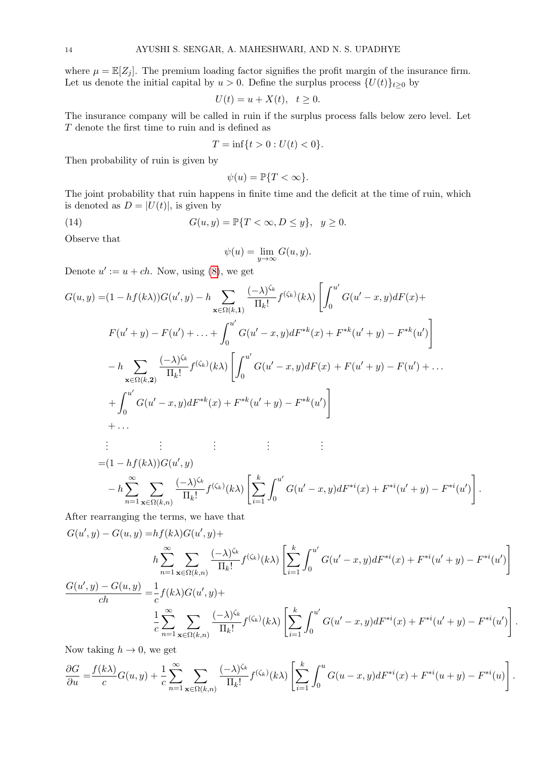where $\mu = \mathbb{E}[Z_j]$. The premium loading factor signifies the profit margin of the insurance firm. Let us denote the initial capital by $u > 0$. Define the surplus process $\{U(t)\}_{t\geq 0}$ by

$$U(t) = u + X(t), \quad t \geq 0.$$

The insurance company will be called in ruin if the surplus process falls below zero level. Let $T$ denote the first time to ruin and is defined as

$$T = \inf\{t > 0 : U(t) < 0\}.$$

Then probability of ruin is given by

$$\psi(u) = \mathbb{P}\{T < \infty\}.$$

The joint probability that ruin happens in finite time and the deficit at the time of ruin, which is denoted as $D = |U(t)|$, is given by

$$G(u, y) = \mathbb{P}\{T < \infty, D \leq y\}, \quad y \geq 0. \tag{14}$$

Observe that

$$\psi(u) = \lim_{y\to\infty} G(u, y).$$

Denote $u' := u + ch$. Now, using (8), we get

$$\begin{aligned}
G(u,y) =& (1 - hf(k\lambda))G(u', y) - h \sum_{\mathbf{x}\in\Omega(k,\mathbf{1})} \frac{(-\lambda)^{\zeta_k}}{\Pi_k!} f^{(\zeta_k)}(k\lambda) \Bigg[\int_0^{u'} G(u' - x, y)dF(x) + \\
& F(u' + y) - F(u') + \ldots + \int_0^{u'} G(u' - x, y)dF^{*k}(x) + F^{*k}(u' + y) - F^{*k}(u')\Bigg] \\
& - h \sum_{\mathbf{x}\in\Omega(k,\mathbf{2})} \frac{(-\lambda)^{\zeta_k}}{\Pi_k!} f^{(\zeta_k)}(k\lambda) \Bigg[\int_0^{u'} G(u' - x, y)dF(x) + F(u' + y) - F(u') + \ldots \\
& + \int_0^{u'} G(u' - x, y)dF^{*k}(x) + F^{*k}(u' + y) - F^{*k}(u')\Bigg] \\
& + \ldots \\
& \vdots \qquad\quad \vdots \qquad\quad \vdots \qquad\quad \vdots \qquad\quad \vdots \\
=& (1 - hf(k\lambda))G(u', y) \\
& - h\sum_{n=1}^{\infty} \sum_{\mathbf{x}\in\Omega(k,n)} \frac{(-\lambda)^{\zeta_k}}{\Pi_k!} f^{(\zeta_k)}(k\lambda) \left[\sum_{i=1}^{k} \int_0^{u'} G(u' - x, y)dF^{*i}(x) + F^{*i}(u' + y) - F^{*i}(u')\right].
\end{aligned}$$

After rearranging the terms, we have that

$$\begin{aligned}
G(u', y) - G(u, y) =& hf(k\lambda)G(u', y) + \\
& h\sum_{n=1}^{\infty} \sum_{\mathbf{x}\in\Omega(k,n)} \frac{(-\lambda)^{\zeta_k}}{\Pi_k!} f^{(\zeta_k)}(k\lambda) \left[\sum_{i=1}^{k} \int_0^{u'} G(u' - x, y)dF^{*i}(x) + F^{*i}(u' + y) - F^{*i}(u')\right] \\
\frac{G(u', y) - G(u, y)}{ch} =& \frac{1}{c} f(k\lambda)G(u', y) + \\
& \frac{1}{c}\sum_{n=1}^{\infty} \sum_{\mathbf{x}\in\Omega(k,n)} \frac{(-\lambda)^{\zeta_k}}{\Pi_k!} f^{(\zeta_k)}(k\lambda) \left[\sum_{i=1}^{k} \int_0^{u'} G(u' - x, y)dF^{*i}(x) + F^{*i}(u' + y) - F^{*i}(u')\right].
\end{aligned}$$

Now taking $h \to 0$, we get

$$\frac{\partial G}{\partial u} = \frac{f(k\lambda)}{c} G(u, y) + \frac{1}{c}\sum_{n=1}^{\infty} \sum_{\mathbf{x}\in\Omega(k,n)} \frac{(-\lambda)^{\zeta_k}}{\Pi_k!} f^{(\zeta_k)}(k\lambda) \left[\sum_{i=1}^{k} \int_0^{u} G(u - x, y)dF^{*i}(x) + F^{*i}(u + y) - F^{*i}(u)\right].$$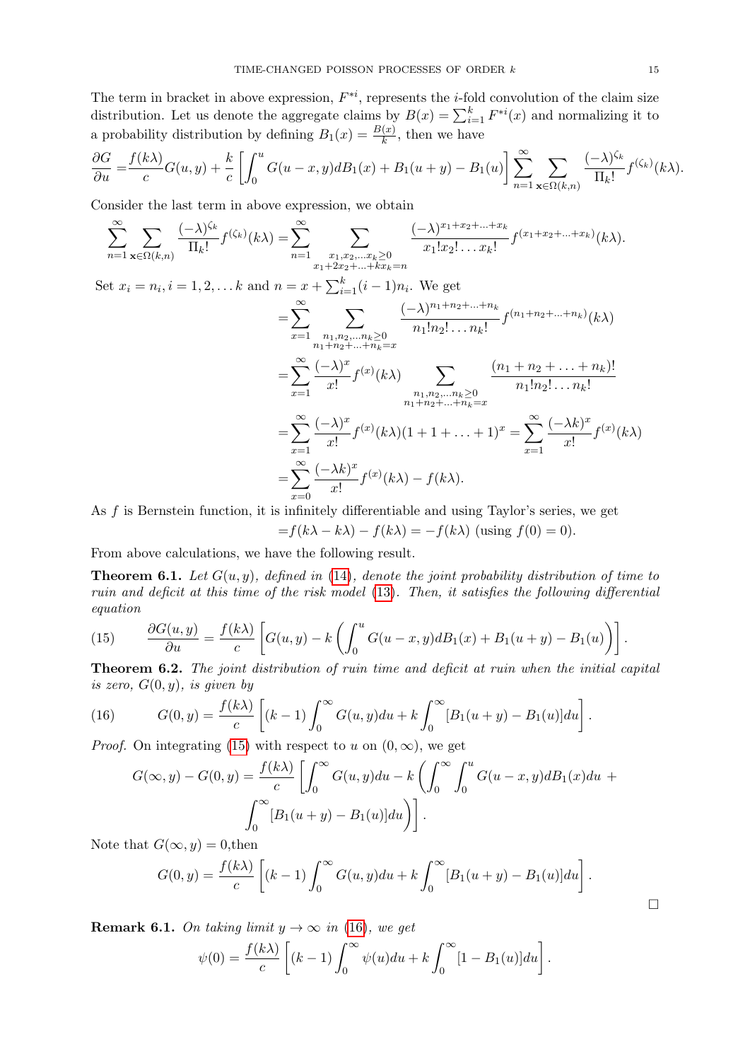The term in bracket in above expression, $F^{*i}$, represents the $i$-fold convolution of the claim size distribution. Let us denote the aggregate claims by $B(x) = \sum_{i=1}^{k} F^{*i}(x)$ and normalizing it to a probability distribution by defining $B_1(x) = \frac{B(x)}{k}$, then we have

$$\frac{\partial G}{\partial u} = \frac{f(k\lambda)}{c}G(u,y) + \frac{k}{c}\left[\int_0^u G(u-x,y)dB_1(x) + B_1(u+y) - B_1(u)\right]\sum_{n=1}^{\infty}\sum_{\mathbf{x}\in\Omega(k,n)}\frac{(-\lambda)^{\zeta_k}}{\Pi_k!}f^{(\zeta_k)}(k\lambda).$$

Consider the last term in above expression, we obtain

$$\sum_{n=1}^{\infty}\sum_{\mathbf{x}\in\Omega(k,n)}\frac{(-\lambda)^{\zeta_k}}{\Pi_k!}f^{(\zeta_k)}(k\lambda) = \sum_{n=1}^{\infty}\sum_{\substack{x_1,x_2,\ldots x_k\geq 0\\ x_1+2x_2+\ldots+kx_k=n}}\frac{(-\lambda)^{x_1+x_2+\ldots+x_k}}{x_1!x_2!\ldots x_k!}f^{(x_1+x_2+\ldots+x_k)}(k\lambda).$$

Set $x_i = n_i, i = 1,2,\ldots k$ and $n = x + \sum_{i=1}^{k}(i-1)n_i$. We get

$$\begin{aligned}
&= \sum_{x=1}^{\infty}\sum_{\substack{n_1,n_2,\ldots n_k\geq 0\\ n_1+n_2+\ldots+n_k=x}}\frac{(-\lambda)^{n_1+n_2+\ldots+n_k}}{n_1!n_2!\ldots n_k!}f^{(n_1+n_2+\ldots+n_k)}(k\lambda)\\
&= \sum_{x=1}^{\infty}\frac{(-\lambda)^x}{x!}f^{(x)}(k\lambda)\sum_{\substack{n_1,n_2,\ldots n_k\geq 0\\ n_1+n_2+\ldots+n_k=x}}\frac{(n_1+n_2+\ldots+n_k)!}{n_1!n_2!\ldots n_k!}\\
&= \sum_{x=1}^{\infty}\frac{(-\lambda)^x}{x!}f^{(x)}(k\lambda)(1+1+\ldots+1)^x = \sum_{x=1}^{\infty}\frac{(-\lambda k)^x}{x!}f^{(x)}(k\lambda)\\
&= \sum_{x=0}^{\infty}\frac{(-\lambda k)^x}{x!}f^{(x)}(k\lambda) - f(k\lambda).
\end{aligned}$$

As $f$ is Bernstein function, it is infinitely differentiable and using Taylor's series, we get

$$= f(k\lambda - k\lambda) - f(k\lambda) = -f(k\lambda) \text{ (using } f(0) = 0).$$

From above calculations, we have the following result.

**Theorem 6.1.** *Let $G(u,y)$, defined in (14), denote the joint probability distribution of time to ruin and deficit at this time of the risk model (13). Then, it satisfies the following differential equation*

$$\frac{\partial G(u,y)}{\partial u} = \frac{f(k\lambda)}{c}\left[G(u,y) - k\left(\int_0^u G(u-x,y)dB_1(x) + B_1(u+y) - B_1(u)\right)\right]. \tag{15}$$

**Theorem 6.2.** *The joint distribution of ruin time and deficit at ruin when the initial capital is zero, $G(0,y)$, is given by*

$$G(0,y) = \frac{f(k\lambda)}{c}\left[(k-1)\int_0^{\infty}G(u,y)du + k\int_0^{\infty}[B_1(u+y) - B_1(u)]du\right]. \tag{16}$$

*Proof.* On integrating (15) with respect to $u$ on $(0,\infty)$, we get

$$G(\infty,y) - G(0,y) = \frac{f(k\lambda)}{c}\left[\int_0^{\infty}G(u,y)du - k\left(\int_0^{\infty}\int_0^u G(u-x,y)dB_1(x)du + \int_0^{\infty}[B_1(u+y) - B_1(u)]du\right)\right].$$

Note that $G(\infty,y) = 0$,then

$$G(0,y) = \frac{f(k\lambda)}{c}\left[(k-1)\int_0^{\infty}G(u,y)du + k\int_0^{\infty}[B_1(u+y) - B_1(u)]du\right].$$

□

**Remark 6.1.** *On taking limit $y \to \infty$ in (16), we get*

$$\psi(0) = \frac{f(k\lambda)}{c}\left[(k-1)\int_0^{\infty}\psi(u)du + k\int_0^{\infty}[1 - B_1(u)]du\right].$$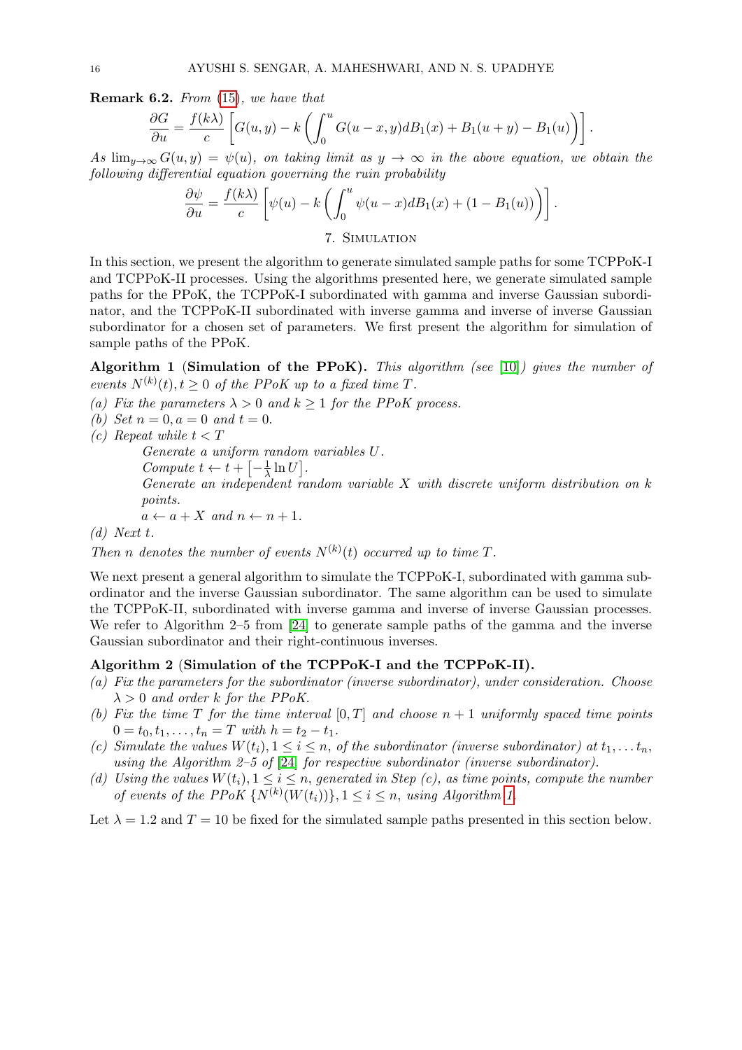**Remark 6.2.** *From* (15)*, we have that*

$$\frac{\partial G}{\partial u} = \frac{f(k\lambda)}{c}\left[G(u,y) - k\left(\int_0^u G(u-x,y)dB_1(x) + B_1(u+y) - B_1(u)\right)\right].$$

*As* $\lim_{y\to\infty} G(u,y) = \psi(u)$*, on taking limit as* $y \to \infty$ *in the above equation, we obtain the following differential equation governing the ruin probability*

$$\frac{\partial \psi}{\partial u} = \frac{f(k\lambda)}{c}\left[\psi(u) - k\left(\int_0^u \psi(u-x)dB_1(x) + (1 - B_1(u))\right)\right].$$

## 7. Simulation

In this section, we present the algorithm to generate simulated sample paths for some TCPPoK-I and TCPPoK-II processes. Using the algorithms presented here, we generate simulated sample paths for the PPoK, the TCPPoK-I subordinated with gamma and inverse Gaussian subordinator, and the TCPPoK-II subordinated with inverse gamma and inverse of inverse Gaussian subordinator for a chosen set of parameters. We first present the algorithm for simulation of sample paths of the PPoK.

**Algorithm 1** (**Simulation of the PPoK**)**.** *This algorithm (see* [10]*) gives the number of events* $N^{(k)}(t), t \geq 0$ *of the PPoK up to a fixed time* $T$*.*

*(a) Fix the parameters* $\lambda > 0$ *and* $k \geq 1$ *for the PPoK process.*
*(b) Set* $n = 0, a = 0$ *and* $t = 0$*.*
*(c) Repeat while* $t < T$
 *Generate a uniform random variables* $U$*.*
 *Compute* $t \leftarrow t + \left[-\frac{1}{\lambda}\ln U\right]$*.*
 *Generate an independent random variable* $X$ *with discrete uniform distribution on* $k$ *points.*
 $a \leftarrow a + X$ *and* $n \leftarrow n + 1$*.*
*(d) Next* $t$*.*

*Then* $n$ *denotes the number of events* $N^{(k)}(t)$ *occurred up to time* $T$*.*

We next present a general algorithm to simulate the TCPPoK-I, subordinated with gamma subordinator and the inverse Gaussian subordinator. The same algorithm can be used to simulate the TCPPoK-II, subordinated with inverse gamma and inverse of inverse Gaussian processes. We refer to Algorithm 2–5 from [24] to generate sample paths of the gamma and the inverse Gaussian subordinator and their right-continuous inverses.

**Algorithm 2** (**Simulation of the TCPPoK-I and the TCPPoK-II**)**.**

*(a) Fix the parameters for the subordinator (inverse subordinator), under consideration. Choose* $\lambda > 0$ *and order* $k$ *for the PPoK.*
*(b) Fix the time* $T$ *for the time interval* $[0, T]$ *and choose* $n + 1$ *uniformly spaced time points* $0 = t_0, t_1, \ldots, t_n = T$ *with* $h = t_2 - t_1$*.*
*(c) Simulate the values* $W(t_i), 1 \leq i \leq n$*, of the subordinator (inverse subordinator) at* $t_1, \ldots t_n$*, using the Algorithm 2–5 of* [24] *for respective subordinator (inverse subordinator).*
*(d) Using the values* $W(t_i), 1 \leq i \leq n$*, generated in Step (c), as time points, compute the number of events of the PPoK* $\{N^{(k)}(W(t_i))\}, 1 \leq i \leq n$*, using Algorithm 1.*

Let $\lambda = 1.2$ and $T = 10$ be fixed for the simulated sample paths presented in this section below.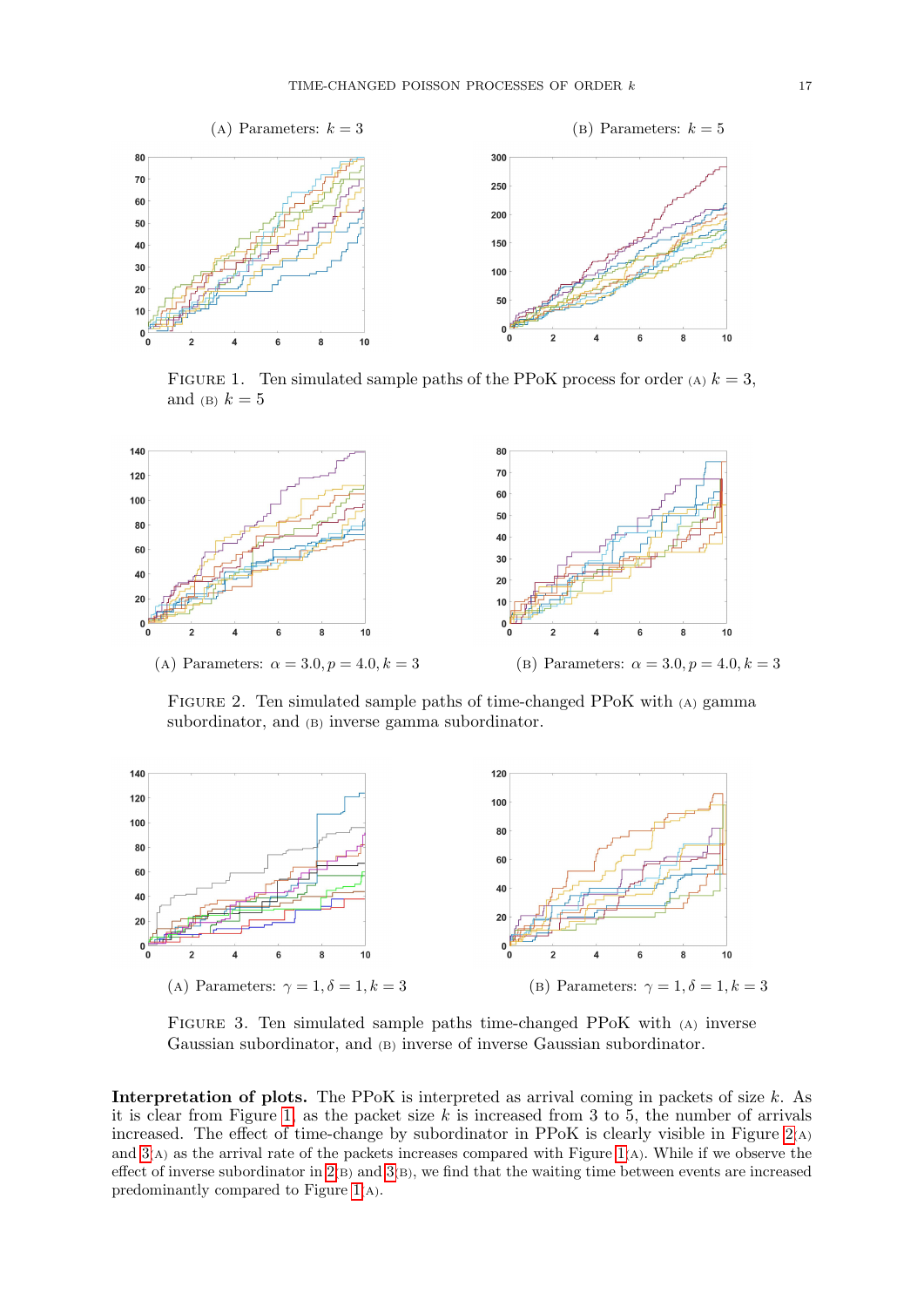(A) Parameters: $k = 3$

(B) Parameters: $k = 5$

FIGURE 1. Ten simulated sample paths of the PPoK process for order (A) $k = 3$, and (B) $k = 5$

(A) Parameters: $\alpha = 3.0, p = 4.0, k = 3$

(B) Parameters: $\alpha = 3.0, p = 4.0, k = 3$

FIGURE 2. Ten simulated sample paths of time-changed PPoK with (A) gamma subordinator, and (B) inverse gamma subordinator.

(A) Parameters: $\gamma = 1, \delta = 1, k = 3$

(B) Parameters: $\gamma = 1, \delta = 1, k = 3$

FIGURE 3. Ten simulated sample paths time-changed PPoK with (A) inverse Gaussian subordinator, and (B) inverse of inverse Gaussian subordinator.

**Interpretation of plots.** The PPoK is interpreted as arrival coming in packets of size $k$. As it is clear from Figure 1, as the packet size $k$ is increased from 3 to 5, the number of arrivals increased. The effect of time-change by subordinator in PPoK is clearly visible in Figure 2(A) and 3(A) as the arrival rate of the packets increases compared with Figure 1(A). While if we observe the effect of inverse subordinator in 2(B) and 3(B), we find that the waiting time between events are increased predominantly compared to Figure 1(A).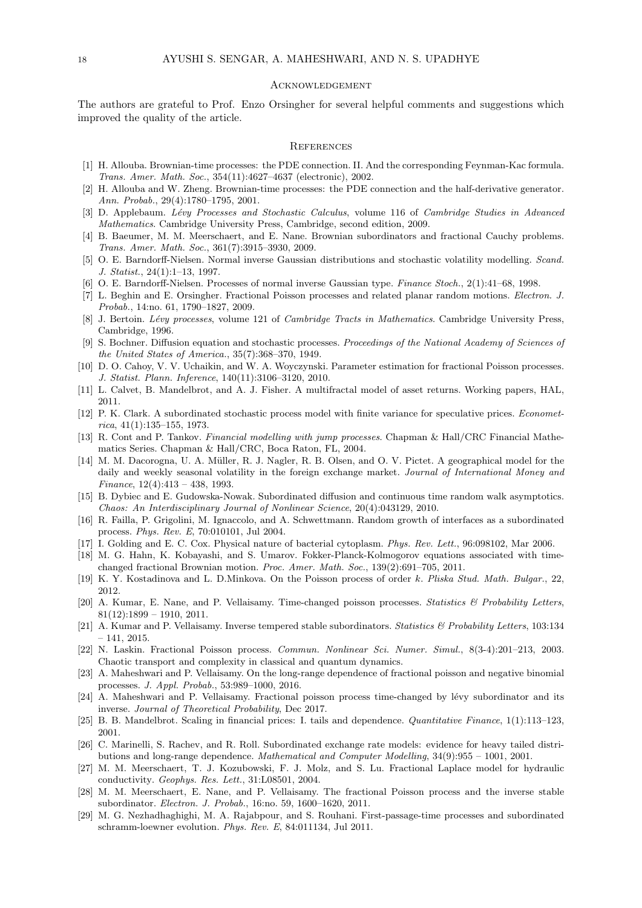## Acknowledgement

The authors are grateful to Prof. Enzo Orsingher for several helpful comments and suggestions which improved the quality of the article.

## References

[1] H. Allouba. Brownian-time processes: the PDE connection. II. And the corresponding Feynman-Kac formula. *Trans. Amer. Math. Soc.*, 354(11):4627–4637 (electronic), 2002.

[2] H. Allouba and W. Zheng. Brownian-time processes: the PDE connection and the half-derivative generator. *Ann. Probab.*, 29(4):1780–1795, 2001.

[3] D. Applebaum. *Lévy Processes and Stochastic Calculus*, volume 116 of *Cambridge Studies in Advanced Mathematics*. Cambridge University Press, Cambridge, second edition, 2009.

[4] B. Baeumer, M. M. Meerschaert, and E. Nane. Brownian subordinators and fractional Cauchy problems. *Trans. Amer. Math. Soc.*, 361(7):3915–3930, 2009.

[5] O. E. Barndorff-Nielsen. Normal inverse Gaussian distributions and stochastic volatility modelling. *Scand. J. Statist.*, 24(1):1–13, 1997.

[6] O. E. Barndorff-Nielsen. Processes of normal inverse Gaussian type. *Finance Stoch.*, 2(1):41–68, 1998.

[7] L. Beghin and E. Orsingher. Fractional Poisson processes and related planar random motions. *Electron. J. Probab.*, 14:no. 61, 1790–1827, 2009.

[8] J. Bertoin. *Lévy processes*, volume 121 of *Cambridge Tracts in Mathematics*. Cambridge University Press, Cambridge, 1996.

[9] S. Bochner. Diffusion equation and stochastic processes. *Proceedings of the National Academy of Sciences of the United States of America.*, 35(7):368–370, 1949.

[10] D. O. Cahoy, V. V. Uchaikin, and W. A. Woyczynski. Parameter estimation for fractional Poisson processes. *J. Statist. Plann. Inference*, 140(11):3106–3120, 2010.

[11] L. Calvet, B. Mandelbrot, and A. J. Fisher. A multifractal model of asset returns. Working papers, HAL, 2011.

[12] P. K. Clark. A subordinated stochastic process model with finite variance for speculative prices. *Econometrica*, 41(1):135–155, 1973.

[13] R. Cont and P. Tankov. *Financial modelling with jump processes*. Chapman & Hall/CRC Financial Mathematics Series. Chapman & Hall/CRC, Boca Raton, FL, 2004.

[14] M. M. Dacorogna, U. A. Müller, R. J. Nagler, R. B. Olsen, and O. V. Pictet. A geographical model for the daily and weekly seasonal volatility in the foreign exchange market. *Journal of International Money and Finance*, 12(4):413 – 438, 1993.

[15] B. Dybiec and E. Gudowska-Nowak. Subordinated diffusion and continuous time random walk asymptotics. *Chaos: An Interdisciplinary Journal of Nonlinear Science*, 20(4):043129, 2010.

[16] R. Failla, P. Grigolini, M. Ignaccolo, and A. Schwettmann. Random growth of interfaces as a subordinated process. *Phys. Rev. E*, 70:010101, Jul 2004.

[17] I. Golding and E. C. Cox. Physical nature of bacterial cytoplasm. *Phys. Rev. Lett.*, 96:098102, Mar 2006.

[18] M. G. Hahn, K. Kobayashi, and S. Umarov. Fokker-Planck-Kolmogorov equations associated with time-changed fractional Brownian motion. *Proc. Amer. Math. Soc.*, 139(2):691–705, 2011.

[19] K. Y. Kostadinova and L. D.Minkova. On the Poisson process of order $k$. *Pliska Stud. Math. Bulgar.*, 22, 2012.

[20] A. Kumar, E. Nane, and P. Vellaisamy. Time-changed poisson processes. *Statistics & Probability Letters*, 81(12):1899 – 1910, 2011.

[21] A. Kumar and P. Vellaisamy. Inverse tempered stable subordinators. *Statistics & Probability Letters*, 103:134 – 141, 2015.

[22] N. Laskin. Fractional Poisson process. *Commun. Nonlinear Sci. Numer. Simul.*, 8(3-4):201–213, 2003. Chaotic transport and complexity in classical and quantum dynamics.

[23] A. Maheshwari and P. Vellaisamy. On the long-range dependence of fractional poisson and negative binomial processes. *J. Appl. Probab.*, 53:989–1000, 2016.

[24] A. Maheshwari and P. Vellaisamy. Fractional poisson process time-changed by lévy subordinator and its inverse. *Journal of Theoretical Probability*, Dec 2017.

[25] B. B. Mandelbrot. Scaling in financial prices: I. tails and dependence. *Quantitative Finance*, 1(1):113–123, 2001.

[26] C. Marinelli, S. Rachev, and R. Roll. Subordinated exchange rate models: evidence for heavy tailed distributions and long-range dependence. *Mathematical and Computer Modelling*, 34(9):955 – 1001, 2001.

[27] M. M. Meerschaert, T. J. Kozubowski, F. J. Molz, and S. Lu. Fractional Laplace model for hydraulic conductivity. *Geophys. Res. Lett.*, 31:L08501, 2004.

[28] M. M. Meerschaert, E. Nane, and P. Vellaisamy. The fractional Poisson process and the inverse stable subordinator. *Electron. J. Probab.*, 16:no. 59, 1600–1620, 2011.

[29] M. G. Nezhadhaghighi, M. A. Rajabpour, and S. Rouhani. First-passage-time processes and subordinated schramm-loewner evolution. *Phys. Rev. E*, 84:011134, Jul 2011.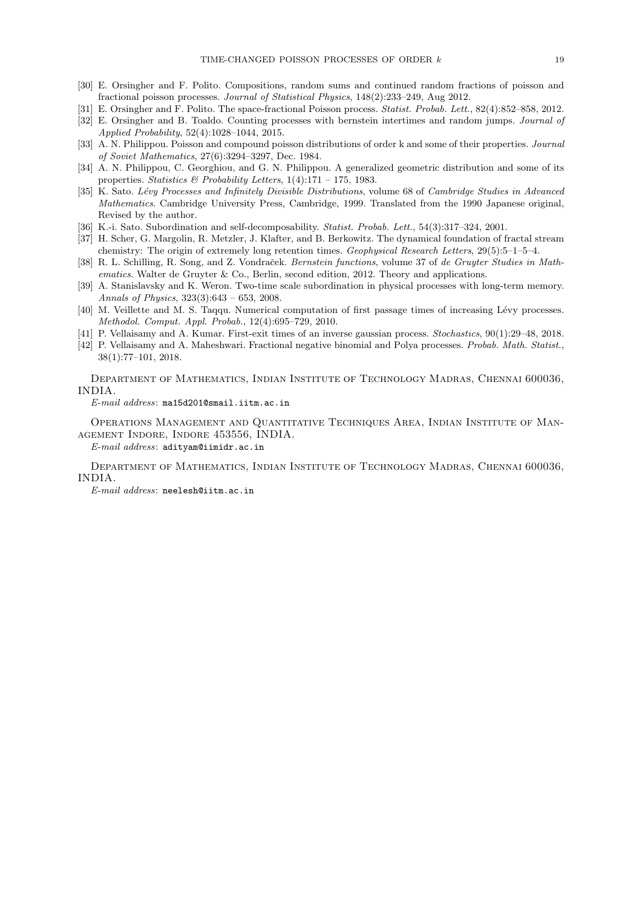[30] E. Orsingher and F. Polito. Compositions, random sums and continued random fractions of poisson and fractional poisson processes. *Journal of Statistical Physics*, 148(2):233–249, Aug 2012.

[31] E. Orsingher and F. Polito. The space-fractional Poisson process. *Statist. Probab. Lett.*, 82(4):852–858, 2012.

[32] E. Orsingher and B. Toaldo. Counting processes with bernstein intertimes and random jumps. *Journal of Applied Probability*, 52(4):1028–1044, 2015.

[33] A. N. Philippou. Poisson and compound poisson distributions of order k and some of their properties. *Journal of Soviet Mathematics*, 27(6):3294–3297, Dec. 1984.

[34] A. N. Philippou, C. Georghiou, and G. N. Philippou. A generalized geometric distribution and some of its properties. *Statistics & Probability Letters*, 1(4):171 – 175, 1983.

[35] K. Sato. *Lévy Processes and Infinitely Divisible Distributions*, volume 68 of *Cambridge Studies in Advanced Mathematics*. Cambridge University Press, Cambridge, 1999. Translated from the 1990 Japanese original, Revised by the author.

[36] K.-i. Sato. Subordination and self-decomposability. *Statist. Probab. Lett.*, 54(3):317–324, 2001.

[37] H. Scher, G. Margolin, R. Metzler, J. Klafter, and B. Berkowitz. The dynamical foundation of fractal stream chemistry: The origin of extremely long retention times. *Geophysical Research Letters*, 29(5):5–1–5–4.

[38] R. L. Schilling, R. Song, and Z. Vondraček. *Bernstein functions*, volume 37 of *de Gruyter Studies in Mathematics*. Walter de Gruyter & Co., Berlin, second edition, 2012. Theory and applications.

[39] A. Stanislavsky and K. Weron. Two-time scale subordination in physical processes with long-term memory. *Annals of Physics*, 323(3):643 – 653, 2008.

[40] M. Veillette and M. S. Taqqu. Numerical computation of first passage times of increasing Lévy processes. *Methodol. Comput. Appl. Probab.*, 12(4):695–729, 2010.

[41] P. Vellaisamy and A. Kumar. First-exit times of an inverse gaussian process. *Stochastics*, 90(1):29–48, 2018.

[42] P. Vellaisamy and A. Maheshwari. Fractional negative binomial and Polya processes. *Probab. Math. Statist.*, 38(1):77–101, 2018.

Department of Mathematics, Indian Institute of Technology Madras, Chennai 600036, INDIA.

*E-mail address*: ma15d201@smail.iitm.ac.in

Operations Management and Quantitative Techniques Area, Indian Institute of Management Indore, Indore 453556, INDIA.

*E-mail address*: adityam@iimidr.ac.in

Department of Mathematics, Indian Institute of Technology Madras, Chennai 600036, INDIA.

*E-mail address*: neelesh@iitm.ac.in